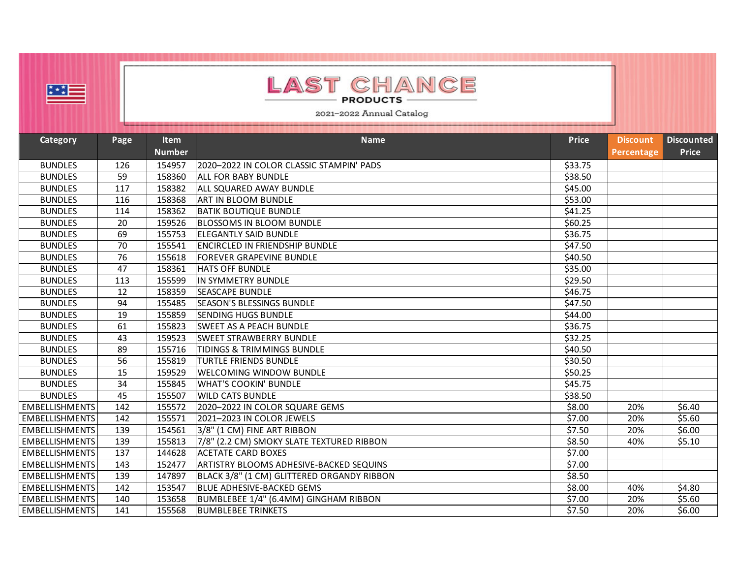# LAST CHANCE PRODUCTS

2021–2022 Annual Catalog

| Category | Page | Item Number | Name | Price | Discount Percentage | Discounted Price |
|---|---|---|---|---|---|---|
| BUNDLES | 126 | 154957 | 2020–2022 IN COLOR CLASSIC STAMPIN' PADS | $33.75 | | |
| BUNDLES | 59 | 158360 | ALL FOR BABY BUNDLE | $38.50 | | |
| BUNDLES | 117 | 158382 | ALL SQUARED AWAY BUNDLE | $45.00 | | |
| BUNDLES | 116 | 158368 | ART IN BLOOM BUNDLE | $53.00 | | |
| BUNDLES | 114 | 158362 | BATIK BOUTIQUE BUNDLE | $41.25 | | |
| BUNDLES | 20 | 159526 | BLOSSOMS IN BLOOM BUNDLE | $60.25 | | |
| BUNDLES | 69 | 155753 | ELEGANTLY SAID BUNDLE | $36.75 | | |
| BUNDLES | 70 | 155541 | ENCIRCLED IN FRIENDSHIP BUNDLE | $47.50 | | |
| BUNDLES | 76 | 155618 | FOREVER GRAPEVINE BUNDLE | $40.50 | | |
| BUNDLES | 47 | 158361 | HATS OFF BUNDLE | $35.00 | | |
| BUNDLES | 113 | 155599 | IN SYMMETRY BUNDLE | $29.50 | | |
| BUNDLES | 12 | 158359 | SEASCAPE BUNDLE | $46.75 | | |
| BUNDLES | 94 | 155485 | SEASON'S BLESSINGS BUNDLE | $47.50 | | |
| BUNDLES | 19 | 155859 | SENDING HUGS BUNDLE | $44.00 | | |
| BUNDLES | 61 | 155823 | SWEET AS A PEACH BUNDLE | $36.75 | | |
| BUNDLES | 43 | 159523 | SWEET STRAWBERRY BUNDLE | $32.25 | | |
| BUNDLES | 89 | 155716 | TIDINGS & TRIMMINGS BUNDLE | $40.50 | | |
| BUNDLES | 56 | 155819 | TURTLE FRIENDS BUNDLE | $30.50 | | |
| BUNDLES | 15 | 159529 | WELCOMING WINDOW BUNDLE | $50.25 | | |
| BUNDLES | 34 | 155845 | WHAT'S COOKIN' BUNDLE | $45.75 | | |
| BUNDLES | 45 | 155507 | WILD CATS BUNDLE | $38.50 | | |
| EMBELLISHMENTS | 142 | 155572 | 2020–2022 IN COLOR SQUARE GEMS | $8.00 | 20% | $6.40 |
| EMBELLISHMENTS | 142 | 155571 | 2021–2023 IN COLOR JEWELS | $7.00 | 20% | $5.60 |
| EMBELLISHMENTS | 139 | 154561 | 3/8" (1 CM) FINE ART RIBBON | $7.50 | 20% | $6.00 |
| EMBELLISHMENTS | 139 | 155813 | 7/8" (2.2 CM) SMOKY SLATE TEXTURED RIBBON | $8.50 | 40% | $5.10 |
| EMBELLISHMENTS | 137 | 144628 | ACETATE CARD BOXES | $7.00 | | |
| EMBELLISHMENTS | 143 | 152477 | ARTISTRY BLOOMS ADHESIVE-BACKED SEQUINS | $7.00 | | |
| EMBELLISHMENTS | 139 | 147897 | BLACK 3/8" (1 CM) GLITTERED ORGANDY RIBBON | $8.50 | | |
| EMBELLISHMENTS | 142 | 153547 | BLUE ADHESIVE-BACKED GEMS | $8.00 | 40% | $4.80 |
| EMBELLISHMENTS | 140 | 153658 | BUMBLEBEE 1/4" (6.4MM) GINGHAM RIBBON | $7.00 | 20% | $5.60 |
| EMBELLISHMENTS | 141 | 155568 | BUMBLEBEE TRINKETS | $7.50 | 20% | $6.00 |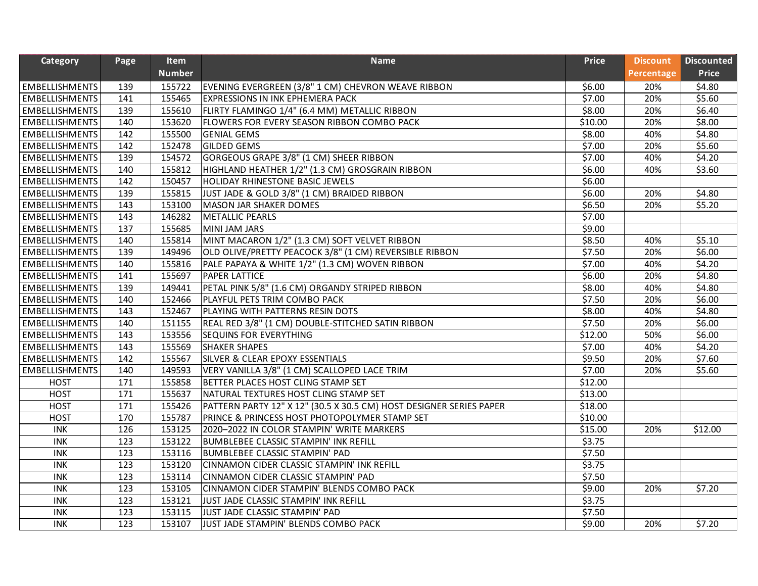| Category | Page | Item Number | Name | Price | Discount Percentage | Discounted Price |
|---|---|---|---|---|---|---|
| EMBELLISHMENTS | 139 | 155722 | EVENING EVERGREEN (3/8" 1 CM) CHEVRON WEAVE RIBBON | $6.00 | 20% | $4.80 |
| EMBELLISHMENTS | 141 | 155465 | EXPRESSIONS IN INK EPHEMERA PACK | $7.00 | 20% | $5.60 |
| EMBELLISHMENTS | 139 | 155610 | FLIRTY FLAMINGO 1/4" (6.4 MM) METALLIC RIBBON | $8.00 | 20% | $6.40 |
| EMBELLISHMENTS | 140 | 153620 | FLOWERS FOR EVERY SEASON RIBBON COMBO PACK | $10.00 | 20% | $8.00 |
| EMBELLISHMENTS | 142 | 155500 | GENIAL GEMS | $8.00 | 40% | $4.80 |
| EMBELLISHMENTS | 142 | 152478 | GILDED GEMS | $7.00 | 20% | $5.60 |
| EMBELLISHMENTS | 139 | 154572 | GORGEOUS GRAPE 3/8" (1 CM) SHEER RIBBON | $7.00 | 40% | $4.20 |
| EMBELLISHMENTS | 140 | 155812 | HIGHLAND HEATHER 1/2" (1.3 CM) GROSGRAIN RIBBON | $6.00 | 40% | $3.60 |
| EMBELLISHMENTS | 142 | 150457 | HOLIDAY RHINESTONE BASIC JEWELS | $6.00 | | |
| EMBELLISHMENTS | 139 | 155815 | JUST JADE & GOLD 3/8" (1 CM) BRAIDED RIBBON | $6.00 | 20% | $4.80 |
| EMBELLISHMENTS | 143 | 153100 | MASON JAR SHAKER DOMES | $6.50 | 20% | $5.20 |
| EMBELLISHMENTS | 143 | 146282 | METALLIC PEARLS | $7.00 | | |
| EMBELLISHMENTS | 137 | 155685 | MINI JAM JARS | $9.00 | | |
| EMBELLISHMENTS | 140 | 155814 | MINT MACARON 1/2" (1.3 CM) SOFT VELVET RIBBON | $8.50 | 40% | $5.10 |
| EMBELLISHMENTS | 139 | 149496 | OLD OLIVE/PRETTY PEACOCK 3/8" (1 CM) REVERSIBLE RIBBON | $7.50 | 20% | $6.00 |
| EMBELLISHMENTS | 140 | 155816 | PALE PAPAYA & WHITE 1/2" (1.3 CM) WOVEN RIBBON | $7.00 | 40% | $4.20 |
| EMBELLISHMENTS | 141 | 155697 | PAPER LATTICE | $6.00 | 20% | $4.80 |
| EMBELLISHMENTS | 139 | 149441 | PETAL PINK 5/8" (1.6 CM) ORGANDY STRIPED RIBBON | $8.00 | 40% | $4.80 |
| EMBELLISHMENTS | 140 | 152466 | PLAYFUL PETS TRIM COMBO PACK | $7.50 | 20% | $6.00 |
| EMBELLISHMENTS | 143 | 152467 | PLAYING WITH PATTERNS RESIN DOTS | $8.00 | 40% | $4.80 |
| EMBELLISHMENTS | 140 | 151155 | REAL RED 3/8" (1 CM) DOUBLE-STITCHED SATIN RIBBON | $7.50 | 20% | $6.00 |
| EMBELLISHMENTS | 143 | 153556 | SEQUINS FOR EVERYTHING | $12.00 | 50% | $6.00 |
| EMBELLISHMENTS | 143 | 155569 | SHAKER SHAPES | $7.00 | 40% | $4.20 |
| EMBELLISHMENTS | 142 | 155567 | SILVER & CLEAR EPOXY ESSENTIALS | $9.50 | 20% | $7.60 |
| EMBELLISHMENTS | 140 | 149593 | VERY VANILLA 3/8" (1 CM) SCALLOPED LACE TRIM | $7.00 | 20% | $5.60 |
| HOST | 171 | 155858 | BETTER PLACES HOST CLING STAMP SET | $12.00 | | |
| HOST | 171 | 155637 | NATURAL TEXTURES HOST CLING STAMP SET | $13.00 | | |
| HOST | 171 | 155426 | PATTERN PARTY 12" X 12" (30.5 X 30.5 CM) HOST DESIGNER SERIES PAPER | $18.00 | | |
| HOST | 170 | 155787 | PRINCE & PRINCESS HOST PHOTOPOLYMER STAMP SET | $10.00 | | |
| INK | 126 | 153125 | 2020–2022 IN COLOR STAMPIN' WRITE MARKERS | $15.00 | 20% | $12.00 |
| INK | 123 | 153122 | BUMBLEBEE CLASSIC STAMPIN' INK REFILL | $3.75 | | |
| INK | 123 | 153116 | BUMBLEBEE CLASSIC STAMPIN' PAD | $7.50 | | |
| INK | 123 | 153120 | CINNAMON CIDER CLASSIC STAMPIN' INK REFILL | $3.75 | | |
| INK | 123 | 153114 | CINNAMON CIDER CLASSIC STAMPIN' PAD | $7.50 | | |
| INK | 123 | 153105 | CINNAMON CIDER STAMPIN' BLENDS COMBO PACK | $9.00 | 20% | $7.20 |
| INK | 123 | 153121 | JUST JADE CLASSIC STAMPIN' INK REFILL | $3.75 | | |
| INK | 123 | 153115 | JUST JADE CLASSIC STAMPIN' PAD | $7.50 | | |
| INK | 123 | 153107 | JUST JADE STAMPIN' BLENDS COMBO PACK | $9.00 | 20% | $7.20 |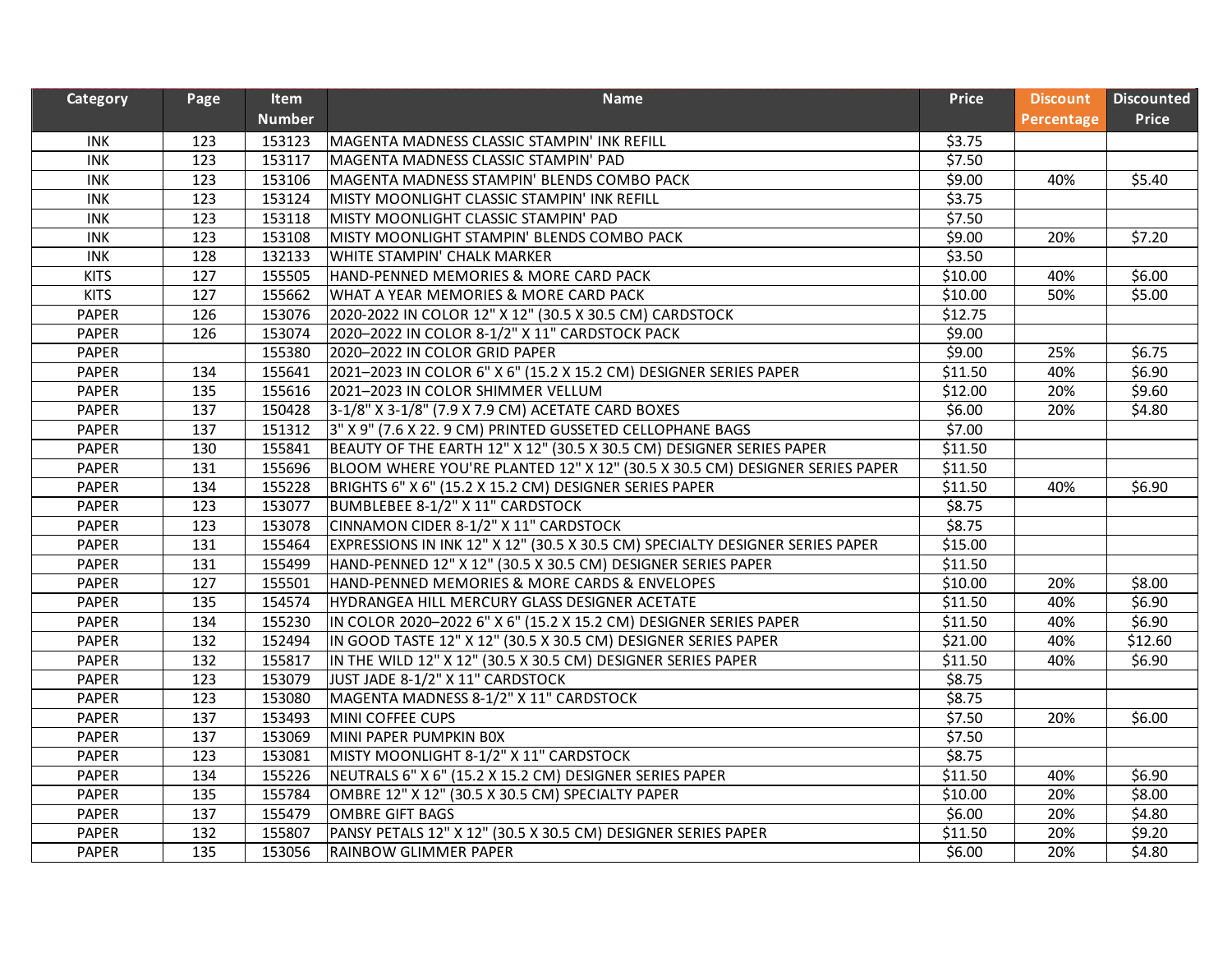| Category | Page | Item Number | Name | Price | Discount Percentage | Discounted Price |
|---|---|---|---|---|---|---|
| INK | 123 | 153123 | MAGENTA MADNESS CLASSIC STAMPIN' INK REFILL | $3.75 | | |
| INK | 123 | 153117 | MAGENTA MADNESS CLASSIC STAMPIN' PAD | $7.50 | | |
| INK | 123 | 153106 | MAGENTA MADNESS STAMPIN' BLENDS COMBO PACK | $9.00 | 40% | $5.40 |
| INK | 123 | 153124 | MISTY MOONLIGHT CLASSIC STAMPIN' INK REFILL | $3.75 | | |
| INK | 123 | 153118 | MISTY MOONLIGHT CLASSIC STAMPIN' PAD | $7.50 | | |
| INK | 123 | 153108 | MISTY MOONLIGHT STAMPIN' BLENDS COMBO PACK | $9.00 | 20% | $7.20 |
| INK | 128 | 132133 | WHITE STAMPIN' CHALK MARKER | $3.50 | | |
| KITS | 127 | 155505 | HAND-PENNED MEMORIES & MORE CARD PACK | $10.00 | 40% | $6.00 |
| KITS | 127 | 155662 | WHAT A YEAR MEMORIES & MORE CARD PACK | $10.00 | 50% | $5.00 |
| PAPER | 126 | 153076 | 2020-2022 IN COLOR 12" X 12" (30.5 X 30.5 CM) CARDSTOCK | $12.75 | | |
| PAPER | 126 | 153074 | 2020–2022 IN COLOR 8-1/2" X 11" CARDSTOCK PACK | $9.00 | | |
| PAPER | | 155380 | 2020–2022 IN COLOR GRID PAPER | $9.00 | 25% | $6.75 |
| PAPER | 134 | 155641 | 2021–2023 IN COLOR 6" X 6" (15.2 X 15.2 CM) DESIGNER SERIES PAPER | $11.50 | 40% | $6.90 |
| PAPER | 135 | 155616 | 2021–2023 IN COLOR SHIMMER VELLUM | $12.00 | 20% | $9.60 |
| PAPER | 137 | 150428 | 3-1/8" X 3-1/8" (7.9 X 7.9 CM) ACETATE CARD BOXES | $6.00 | 20% | $4.80 |
| PAPER | 137 | 151312 | 3" X 9" (7.6 X 22. 9 CM) PRINTED GUSSETED CELLOPHANE BAGS | $7.00 | | |
| PAPER | 130 | 155841 | BEAUTY OF THE EARTH 12" X 12" (30.5 X 30.5 CM) DESIGNER SERIES PAPER | $11.50 | | |
| PAPER | 131 | 155696 | BLOOM WHERE YOU'RE PLANTED 12" X 12" (30.5 X 30.5 CM) DESIGNER SERIES PAPER | $11.50 | | |
| PAPER | 134 | 155228 | BRIGHTS 6" X 6" (15.2 X 15.2 CM) DESIGNER SERIES PAPER | $11.50 | 40% | $6.90 |
| PAPER | 123 | 153077 | BUMBLEBEE 8-1/2" X 11" CARDSTOCK | $8.75 | | |
| PAPER | 123 | 153078 | CINNAMON CIDER 8-1/2" X 11" CARDSTOCK | $8.75 | | |
| PAPER | 131 | 155464 | EXPRESSIONS IN INK 12" X 12" (30.5 X 30.5 CM) SPECIALTY DESIGNER SERIES PAPER | $15.00 | | |
| PAPER | 131 | 155499 | HAND-PENNED 12" X 12" (30.5 X 30.5 CM) DESIGNER SERIES PAPER | $11.50 | | |
| PAPER | 127 | 155501 | HAND-PENNED MEMORIES & MORE CARDS & ENVELOPES | $10.00 | 20% | $8.00 |
| PAPER | 135 | 154574 | HYDRANGEA HILL MERCURY GLASS DESIGNER ACETATE | $11.50 | 40% | $6.90 |
| PAPER | 134 | 155230 | IN COLOR 2020–2022 6" X 6" (15.2 X 15.2 CM) DESIGNER SERIES PAPER | $11.50 | 40% | $6.90 |
| PAPER | 132 | 152494 | IN GOOD TASTE 12" X 12" (30.5 X 30.5 CM) DESIGNER SERIES PAPER | $21.00 | 40% | $12.60 |
| PAPER | 132 | 155817 | IN THE WILD 12" X 12" (30.5 X 30.5 CM) DESIGNER SERIES PAPER | $11.50 | 40% | $6.90 |
| PAPER | 123 | 153079 | JUST JADE 8-1/2" X 11" CARDSTOCK | $8.75 | | |
| PAPER | 123 | 153080 | MAGENTA MADNESS 8-1/2" X 11" CARDSTOCK | $8.75 | | |
| PAPER | 137 | 153493 | MINI COFFEE CUPS | $7.50 | 20% | $6.00 |
| PAPER | 137 | 153069 | MINI PAPER PUMPKIN B0X | $7.50 | | |
| PAPER | 123 | 153081 | MISTY MOONLIGHT 8-1/2" X 11" CARDSTOCK | $8.75 | | |
| PAPER | 134 | 155226 | NEUTRALS 6" X 6" (15.2 X 15.2 CM) DESIGNER SERIES PAPER | $11.50 | 40% | $6.90 |
| PAPER | 135 | 155784 | OMBRE 12" X 12" (30.5 X 30.5 CM) SPECIALTY PAPER | $10.00 | 20% | $8.00 |
| PAPER | 137 | 155479 | OMBRE GIFT BAGS | $6.00 | 20% | $4.80 |
| PAPER | 132 | 155807 | PANSY PETALS 12" X 12" (30.5 X 30.5 CM) DESIGNER SERIES PAPER | $11.50 | 20% | $9.20 |
| PAPER | 135 | 153056 | RAINBOW GLIMMER PAPER | $6.00 | 20% | $4.80 |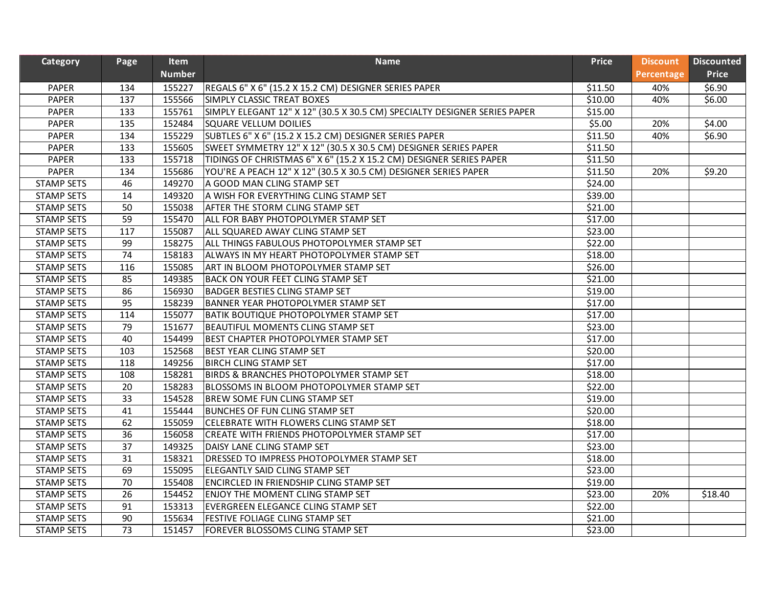| Category | Page | Item Number | Name | Price | Discount Percentage | Discounted Price |
|---|---|---|---|---|---|---|
| PAPER | 134 | 155227 | REGALS 6" X 6" (15.2 X 15.2 CM) DESIGNER SERIES PAPER | $11.50 | 40% | $6.90 |
| PAPER | 137 | 155566 | SIMPLY CLASSIC TREAT BOXES | $10.00 | 40% | $6.00 |
| PAPER | 133 | 155761 | SIMPLY ELEGANT 12" X 12" (30.5 X 30.5 CM) SPECIALTY DESIGNER SERIES PAPER | $15.00 | | |
| PAPER | 135 | 152484 | SQUARE VELLUM DOILIES | $5.00 | 20% | $4.00 |
| PAPER | 134 | 155229 | SUBTLES 6" X 6" (15.2 X 15.2 CM) DESIGNER SERIES PAPER | $11.50 | 40% | $6.90 |
| PAPER | 133 | 155605 | SWEET SYMMETRY 12" X 12" (30.5 X 30.5 CM) DESIGNER SERIES PAPER | $11.50 | | |
| PAPER | 133 | 155718 | TIDINGS OF CHRISTMAS 6" X 6" (15.2 X 15.2 CM) DESIGNER SERIES PAPER | $11.50 | | |
| PAPER | 134 | 155686 | YOU'RE A PEACH 12" X 12" (30.5 X 30.5 CM) DESIGNER SERIES PAPER | $11.50 | 20% | $9.20 |
| STAMP SETS | 46 | 149270 | A GOOD MAN CLING STAMP SET | $24.00 | | |
| STAMP SETS | 14 | 149320 | A WISH FOR EVERYTHING CLING STAMP SET | $39.00 | | |
| STAMP SETS | 50 | 155038 | AFTER THE STORM CLING STAMP SET | $21.00 | | |
| STAMP SETS | 59 | 155470 | ALL FOR BABY PHOTOPOLYMER STAMP SET | $17.00 | | |
| STAMP SETS | 117 | 155087 | ALL SQUARED AWAY CLING STAMP SET | $23.00 | | |
| STAMP SETS | 99 | 158275 | ALL THINGS FABULOUS PHOTOPOLYMER STAMP SET | $22.00 | | |
| STAMP SETS | 74 | 158183 | ALWAYS IN MY HEART PHOTOPOLYMER STAMP SET | $18.00 | | |
| STAMP SETS | 116 | 155085 | ART IN BLOOM PHOTOPOLYMER STAMP SET | $26.00 | | |
| STAMP SETS | 85 | 149385 | BACK ON YOUR FEET CLING STAMP SET | $21.00 | | |
| STAMP SETS | 86 | 156930 | BADGER BESTIES CLING STAMP SET | $19.00 | | |
| STAMP SETS | 95 | 158239 | BANNER YEAR PHOTOPOLYMER STAMP SET | $17.00 | | |
| STAMP SETS | 114 | 155077 | BATIK BOUTIQUE PHOTOPOLYMER STAMP SET | $17.00 | | |
| STAMP SETS | 79 | 151677 | BEAUTIFUL MOMENTS CLING STAMP SET | $23.00 | | |
| STAMP SETS | 40 | 154499 | BEST CHAPTER PHOTOPOLYMER STAMP SET | $17.00 | | |
| STAMP SETS | 103 | 152568 | BEST YEAR CLING STAMP SET | $20.00 | | |
| STAMP SETS | 118 | 149256 | BIRCH CLING STAMP SET | $17.00 | | |
| STAMP SETS | 108 | 158281 | BIRDS & BRANCHES PHOTOPOLYMER STAMP SET | $18.00 | | |
| STAMP SETS | 20 | 158283 | BLOSSOMS IN BLOOM PHOTOPOLYMER STAMP SET | $22.00 | | |
| STAMP SETS | 33 | 154528 | BREW SOME FUN CLING STAMP SET | $19.00 | | |
| STAMP SETS | 41 | 155444 | BUNCHES OF FUN CLING STAMP SET | $20.00 | | |
| STAMP SETS | 62 | 155059 | CELEBRATE WITH FLOWERS CLING STAMP SET | $18.00 | | |
| STAMP SETS | 36 | 156058 | CREATE WITH FRIENDS PHOTOPOLYMER STAMP SET | $17.00 | | |
| STAMP SETS | 37 | 149325 | DAISY LANE CLING STAMP SET | $23.00 | | |
| STAMP SETS | 31 | 158321 | DRESSED TO IMPRESS PHOTOPOLYMER STAMP SET | $18.00 | | |
| STAMP SETS | 69 | 155095 | ELEGANTLY SAID CLING STAMP SET | $23.00 | | |
| STAMP SETS | 70 | 155408 | ENCIRCLED IN FRIENDSHIP CLING STAMP SET | $19.00 | | |
| STAMP SETS | 26 | 154452 | ENJOY THE MOMENT CLING STAMP SET | $23.00 | 20% | $18.40 |
| STAMP SETS | 91 | 153313 | EVERGREEN ELEGANCE CLING STAMP SET | $22.00 | | |
| STAMP SETS | 90 | 155634 | FESTIVE FOLIAGE CLING STAMP SET | $21.00 | | |
| STAMP SETS | 73 | 151457 | FOREVER BLOSSOMS CLING STAMP SET | $23.00 | | |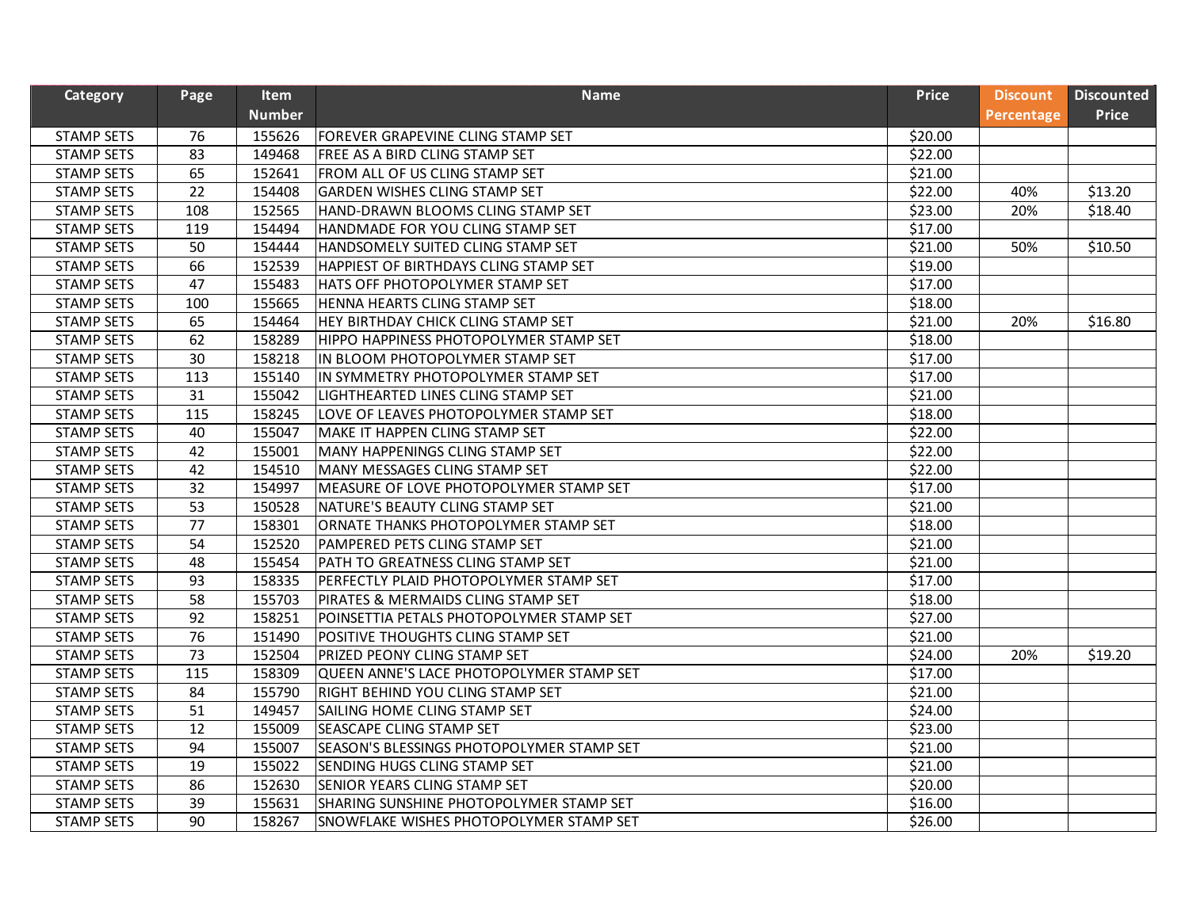| Category | Page | Item Number | Name | Price | Discount Percentage | Discounted Price |
|---|---|---|---|---|---|---|
| STAMP SETS | 76 | 155626 | FOREVER GRAPEVINE CLING STAMP SET | $20.00 | | |
| STAMP SETS | 83 | 149468 | FREE AS A BIRD CLING STAMP SET | $22.00 | | |
| STAMP SETS | 65 | 152641 | FROM ALL OF US CLING STAMP SET | $21.00 | | |
| STAMP SETS | 22 | 154408 | GARDEN WISHES CLING STAMP SET | $22.00 | 40% | $13.20 |
| STAMP SETS | 108 | 152565 | HAND-DRAWN BLOOMS CLING STAMP SET | $23.00 | 20% | $18.40 |
| STAMP SETS | 119 | 154494 | HANDMADE FOR YOU CLING STAMP SET | $17.00 | | |
| STAMP SETS | 50 | 154444 | HANDSOMELY SUITED CLING STAMP SET | $21.00 | 50% | $10.50 |
| STAMP SETS | 66 | 152539 | HAPPIEST OF BIRTHDAYS CLING STAMP SET | $19.00 | | |
| STAMP SETS | 47 | 155483 | HATS OFF PHOTOPOLYMER STAMP SET | $17.00 | | |
| STAMP SETS | 100 | 155665 | HENNA HEARTS CLING STAMP SET | $18.00 | | |
| STAMP SETS | 65 | 154464 | HEY BIRTHDAY CHICK CLING STAMP SET | $21.00 | 20% | $16.80 |
| STAMP SETS | 62 | 158289 | HIPPO HAPPINESS PHOTOPOLYMER STAMP SET | $18.00 | | |
| STAMP SETS | 30 | 158218 | IN BLOOM PHOTOPOLYMER STAMP SET | $17.00 | | |
| STAMP SETS | 113 | 155140 | IN SYMMETRY PHOTOPOLYMER STAMP SET | $17.00 | | |
| STAMP SETS | 31 | 155042 | LIGHTHEARTED LINES CLING STAMP SET | $21.00 | | |
| STAMP SETS | 115 | 158245 | LOVE OF LEAVES PHOTOPOLYMER STAMP SET | $18.00 | | |
| STAMP SETS | 40 | 155047 | MAKE IT HAPPEN CLING STAMP SET | $22.00 | | |
| STAMP SETS | 42 | 155001 | MANY HAPPENINGS CLING STAMP SET | $22.00 | | |
| STAMP SETS | 42 | 154510 | MANY MESSAGES CLING STAMP SET | $22.00 | | |
| STAMP SETS | 32 | 154997 | MEASURE OF LOVE PHOTOPOLYMER STAMP SET | $17.00 | | |
| STAMP SETS | 53 | 150528 | NATURE'S BEAUTY CLING STAMP SET | $21.00 | | |
| STAMP SETS | 77 | 158301 | ORNATE THANKS PHOTOPOLYMER STAMP SET | $18.00 | | |
| STAMP SETS | 54 | 152520 | PAMPERED PETS CLING STAMP SET | $21.00 | | |
| STAMP SETS | 48 | 155454 | PATH TO GREATNESS CLING STAMP SET | $21.00 | | |
| STAMP SETS | 93 | 158335 | PERFECTLY PLAID PHOTOPOLYMER STAMP SET | $17.00 | | |
| STAMP SETS | 58 | 155703 | PIRATES & MERMAIDS CLING STAMP SET | $18.00 | | |
| STAMP SETS | 92 | 158251 | POINSETTIA PETALS PHOTOPOLYMER STAMP SET | $27.00 | | |
| STAMP SETS | 76 | 151490 | POSITIVE THOUGHTS CLING STAMP SET | $21.00 | | |
| STAMP SETS | 73 | 152504 | PRIZED PEONY CLING STAMP SET | $24.00 | 20% | $19.20 |
| STAMP SETS | 115 | 158309 | QUEEN ANNE'S LACE PHOTOPOLYMER STAMP SET | $17.00 | | |
| STAMP SETS | 84 | 155790 | RIGHT BEHIND YOU CLING STAMP SET | $21.00 | | |
| STAMP SETS | 51 | 149457 | SAILING HOME CLING STAMP SET | $24.00 | | |
| STAMP SETS | 12 | 155009 | SEASCAPE CLING STAMP SET | $23.00 | | |
| STAMP SETS | 94 | 155007 | SEASON'S BLESSINGS PHOTOPOLYMER STAMP SET | $21.00 | | |
| STAMP SETS | 19 | 155022 | SENDING HUGS CLING STAMP SET | $21.00 | | |
| STAMP SETS | 86 | 152630 | SENIOR YEARS CLING STAMP SET | $20.00 | | |
| STAMP SETS | 39 | 155631 | SHARING SUNSHINE PHOTOPOLYMER STAMP SET | $16.00 | | |
| STAMP SETS | 90 | 158267 | SNOWFLAKE WISHES PHOTOPOLYMER STAMP SET | $26.00 | | |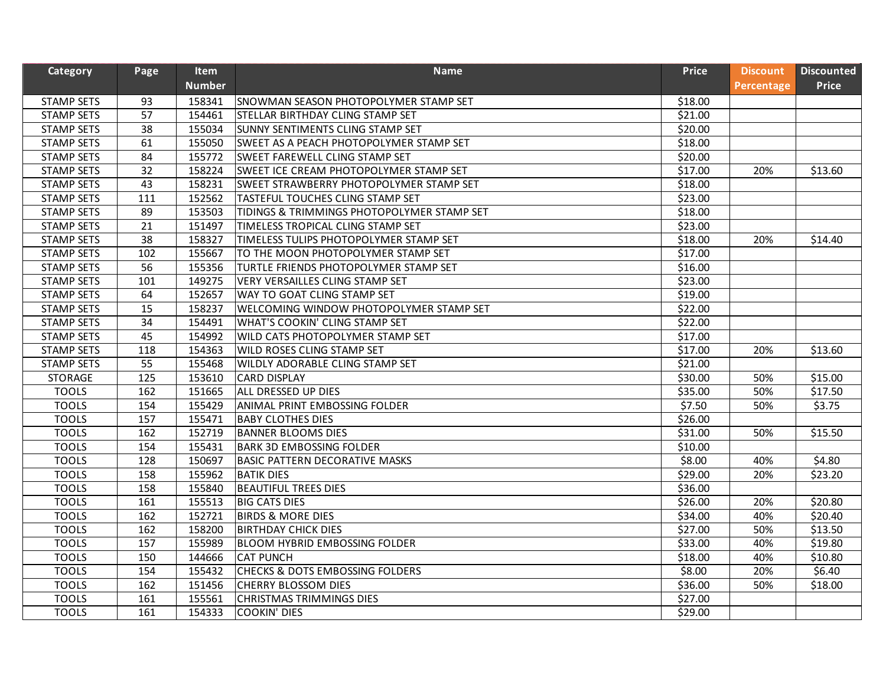| Category | Page | Item Number | Name | Price | Discount Percentage | Discounted Price |
|---|---|---|---|---|---|---|
| STAMP SETS | 93 | 158341 | SNOWMAN SEASON PHOTOPOLYMER STAMP SET | $18.00 | | |
| STAMP SETS | 57 | 154461 | STELLAR BIRTHDAY CLING STAMP SET | $21.00 | | |
| STAMP SETS | 38 | 155034 | SUNNY SENTIMENTS CLING STAMP SET | $20.00 | | |
| STAMP SETS | 61 | 155050 | SWEET AS A PEACH PHOTOPOLYMER STAMP SET | $18.00 | | |
| STAMP SETS | 84 | 155772 | SWEET FAREWELL CLING STAMP SET | $20.00 | | |
| STAMP SETS | 32 | 158224 | SWEET ICE CREAM PHOTOPOLYMER STAMP SET | $17.00 | 20% | $13.60 |
| STAMP SETS | 43 | 158231 | SWEET STRAWBERRY PHOTOPOLYMER STAMP SET | $18.00 | | |
| STAMP SETS | 111 | 152562 | TASTEFUL TOUCHES CLING STAMP SET | $23.00 | | |
| STAMP SETS | 89 | 153503 | TIDINGS & TRIMMINGS PHOTOPOLYMER STAMP SET | $18.00 | | |
| STAMP SETS | 21 | 151497 | TIMELESS TROPICAL CLING STAMP SET | $23.00 | | |
| STAMP SETS | 38 | 158327 | TIMELESS TULIPS PHOTOPOLYMER STAMP SET | $18.00 | 20% | $14.40 |
| STAMP SETS | 102 | 155667 | TO THE MOON PHOTOPOLYMER STAMP SET | $17.00 | | |
| STAMP SETS | 56 | 155356 | TURTLE FRIENDS PHOTOPOLYMER STAMP SET | $16.00 | | |
| STAMP SETS | 101 | 149275 | VERY VERSAILLES CLING STAMP SET | $23.00 | | |
| STAMP SETS | 64 | 152657 | WAY TO GOAT CLING STAMP SET | $19.00 | | |
| STAMP SETS | 15 | 158237 | WELCOMING WINDOW PHOTOPOLYMER STAMP SET | $22.00 | | |
| STAMP SETS | 34 | 154491 | WHAT'S COOKIN' CLING STAMP SET | $22.00 | | |
| STAMP SETS | 45 | 154992 | WILD CATS PHOTOPOLYMER STAMP SET | $17.00 | | |
| STAMP SETS | 118 | 154363 | WILD ROSES CLING STAMP SET | $17.00 | 20% | $13.60 |
| STAMP SETS | 55 | 155468 | WILDLY ADORABLE CLING STAMP SET | $21.00 | | |
| STORAGE | 125 | 153610 | CARD DISPLAY | $30.00 | 50% | $15.00 |
| TOOLS | 162 | 151665 | ALL DRESSED UP DIES | $35.00 | 50% | $17.50 |
| TOOLS | 154 | 155429 | ANIMAL PRINT EMBOSSING FOLDER | $7.50 | 50% | $3.75 |
| TOOLS | 157 | 155471 | BABY CLOTHES DIES | $26.00 | | |
| TOOLS | 162 | 152719 | BANNER BLOOMS DIES | $31.00 | 50% | $15.50 |
| TOOLS | 154 | 155431 | BARK 3D EMBOSSING FOLDER | $10.00 | | |
| TOOLS | 128 | 150697 | BASIC PATTERN DECORATIVE MASKS | $8.00 | 40% | $4.80 |
| TOOLS | 158 | 155962 | BATIK DIES | $29.00 | 20% | $23.20 |
| TOOLS | 158 | 155840 | BEAUTIFUL TREES DIES | $36.00 | | |
| TOOLS | 161 | 155513 | BIG CATS DIES | $26.00 | 20% | $20.80 |
| TOOLS | 162 | 152721 | BIRDS & MORE DIES | $34.00 | 40% | $20.40 |
| TOOLS | 162 | 158200 | BIRTHDAY CHICK DIES | $27.00 | 50% | $13.50 |
| TOOLS | 157 | 155989 | BLOOM HYBRID EMBOSSING FOLDER | $33.00 | 40% | $19.80 |
| TOOLS | 150 | 144666 | CAT PUNCH | $18.00 | 40% | $10.80 |
| TOOLS | 154 | 155432 | CHECKS & DOTS EMBOSSING FOLDERS | $8.00 | 20% | $6.40 |
| TOOLS | 162 | 151456 | CHERRY BLOSSOM DIES | $36.00 | 50% | $18.00 |
| TOOLS | 161 | 155561 | CHRISTMAS TRIMMINGS DIES | $27.00 | | |
| TOOLS | 161 | 154333 | COOKIN' DIES | $29.00 | | |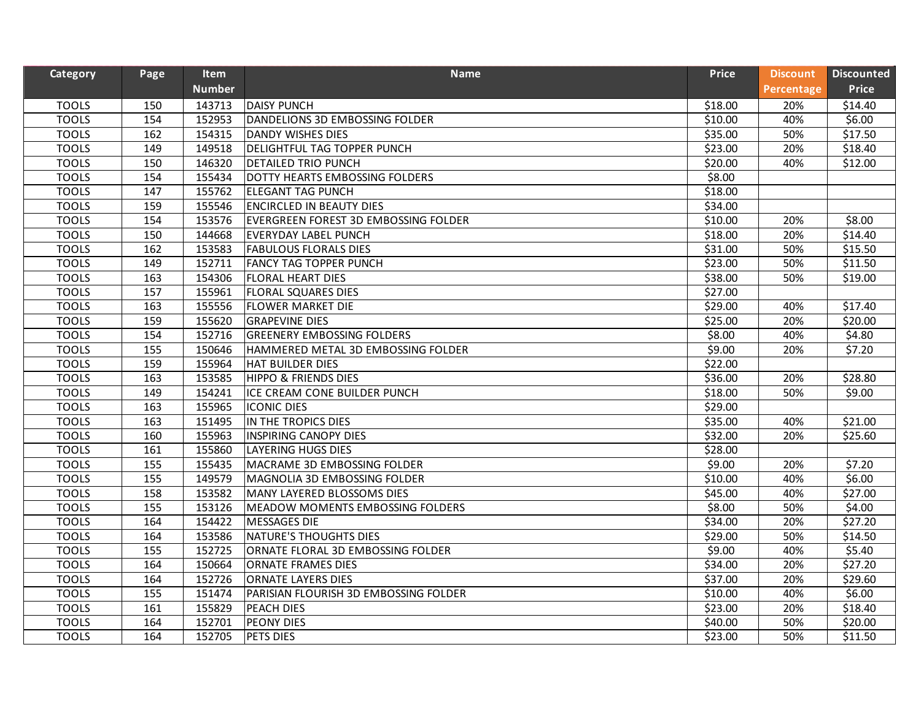| Category | Page | Item Number | Name | Price | Discount Percentage | Discounted Price |
|---|---|---|---|---|---|---|
| TOOLS | 150 | 143713 | DAISY PUNCH | $18.00 | 20% | $14.40 |
| TOOLS | 154 | 152953 | DANDELIONS 3D EMBOSSING FOLDER | $10.00 | 40% | $6.00 |
| TOOLS | 162 | 154315 | DANDY WISHES DIES | $35.00 | 50% | $17.50 |
| TOOLS | 149 | 149518 | DELIGHTFUL TAG TOPPER PUNCH | $23.00 | 20% | $18.40 |
| TOOLS | 150 | 146320 | DETAILED TRIO PUNCH | $20.00 | 40% | $12.00 |
| TOOLS | 154 | 155434 | DOTTY HEARTS EMBOSSING FOLDERS | $8.00 | | |
| TOOLS | 147 | 155762 | ELEGANT TAG PUNCH | $18.00 | | |
| TOOLS | 159 | 155546 | ENCIRCLED IN BEAUTY DIES | $34.00 | | |
| TOOLS | 154 | 153576 | EVERGREEN FOREST 3D EMBOSSING FOLDER | $10.00 | 20% | $8.00 |
| TOOLS | 150 | 144668 | EVERYDAY LABEL PUNCH | $18.00 | 20% | $14.40 |
| TOOLS | 162 | 153583 | FABULOUS FLORALS DIES | $31.00 | 50% | $15.50 |
| TOOLS | 149 | 152711 | FANCY TAG TOPPER PUNCH | $23.00 | 50% | $11.50 |
| TOOLS | 163 | 154306 | FLORAL HEART DIES | $38.00 | 50% | $19.00 |
| TOOLS | 157 | 155961 | FLORAL SQUARES DIES | $27.00 | | |
| TOOLS | 163 | 155556 | FLOWER MARKET DIE | $29.00 | 40% | $17.40 |
| TOOLS | 159 | 155620 | GRAPEVINE DIES | $25.00 | 20% | $20.00 |
| TOOLS | 154 | 152716 | GREENERY EMBOSSING FOLDERS | $8.00 | 40% | $4.80 |
| TOOLS | 155 | 150646 | HAMMERED METAL 3D EMBOSSING FOLDER | $9.00 | 20% | $7.20 |
| TOOLS | 159 | 155964 | HAT BUILDER DIES | $22.00 | | |
| TOOLS | 163 | 153585 | HIPPO & FRIENDS DIES | $36.00 | 20% | $28.80 |
| TOOLS | 149 | 154241 | ICE CREAM CONE BUILDER PUNCH | $18.00 | 50% | $9.00 |
| TOOLS | 163 | 155965 | ICONIC DIES | $29.00 | | |
| TOOLS | 163 | 151495 | IN THE TROPICS DIES | $35.00 | 40% | $21.00 |
| TOOLS | 160 | 155963 | INSPIRING CANOPY DIES | $32.00 | 20% | $25.60 |
| TOOLS | 161 | 155860 | LAYERING HUGS DIES | $28.00 | | |
| TOOLS | 155 | 155435 | MACRAME 3D EMBOSSING FOLDER | $9.00 | 20% | $7.20 |
| TOOLS | 155 | 149579 | MAGNOLIA 3D EMBOSSING FOLDER | $10.00 | 40% | $6.00 |
| TOOLS | 158 | 153582 | MANY LAYERED BLOSSOMS DIES | $45.00 | 40% | $27.00 |
| TOOLS | 155 | 153126 | MEADOW MOMENTS EMBOSSING FOLDERS | $8.00 | 50% | $4.00 |
| TOOLS | 164 | 154422 | MESSAGES DIE | $34.00 | 20% | $27.20 |
| TOOLS | 164 | 153586 | NATURE'S THOUGHTS DIES | $29.00 | 50% | $14.50 |
| TOOLS | 155 | 152725 | ORNATE FLORAL 3D EMBOSSING FOLDER | $9.00 | 40% | $5.40 |
| TOOLS | 164 | 150664 | ORNATE FRAMES DIES | $34.00 | 20% | $27.20 |
| TOOLS | 164 | 152726 | ORNATE LAYERS DIES | $37.00 | 20% | $29.60 |
| TOOLS | 155 | 151474 | PARISIAN FLOURISH 3D EMBOSSING FOLDER | $10.00 | 40% | $6.00 |
| TOOLS | 161 | 155829 | PEACH DIES | $23.00 | 20% | $18.40 |
| TOOLS | 164 | 152701 | PEONY DIES | $40.00 | 50% | $20.00 |
| TOOLS | 164 | 152705 | PETS DIES | $23.00 | 50% | $11.50 |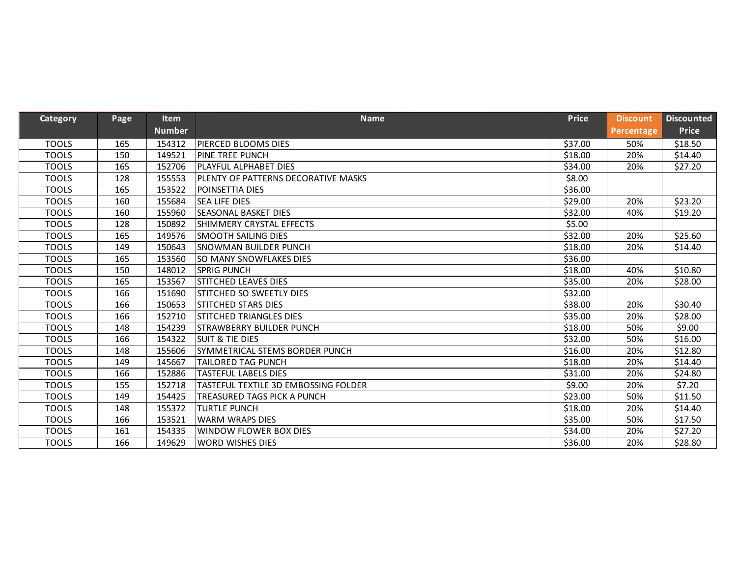| Category | Page | Item Number | Name | Price | Discount Percentage | Discounted Price |
|---|---|---|---|---|---|---|
| TOOLS | 165 | 154312 | PIERCED BLOOMS DIES | $37.00 | 50% | $18.50 |
| TOOLS | 150 | 149521 | PINE TREE PUNCH | $18.00 | 20% | $14.40 |
| TOOLS | 165 | 152706 | PLAYFUL ALPHABET DIES | $34.00 | 20% | $27.20 |
| TOOLS | 128 | 155553 | PLENTY OF PATTERNS DECORATIVE MASKS | $8.00 | | |
| TOOLS | 165 | 153522 | POINSETTIA DIES | $36.00 | | |
| TOOLS | 160 | 155684 | SEA LIFE DIES | $29.00 | 20% | $23.20 |
| TOOLS | 160 | 155960 | SEASONAL BASKET DIES | $32.00 | 40% | $19.20 |
| TOOLS | 128 | 150892 | SHIMMERY CRYSTAL EFFECTS | $5.00 | | |
| TOOLS | 165 | 149576 | SMOOTH SAILING DIES | $32.00 | 20% | $25.60 |
| TOOLS | 149 | 150643 | SNOWMAN BUILDER PUNCH | $18.00 | 20% | $14.40 |
| TOOLS | 165 | 153560 | SO MANY SNOWFLAKES DIES | $36.00 | | |
| TOOLS | 150 | 148012 | SPRIG PUNCH | $18.00 | 40% | $10.80 |
| TOOLS | 165 | 153567 | STITCHED LEAVES DIES | $35.00 | 20% | $28.00 |
| TOOLS | 166 | 151690 | STITCHED SO SWEETLY DIES | $32.00 | | |
| TOOLS | 166 | 150653 | STITCHED STARS DIES | $38.00 | 20% | $30.40 |
| TOOLS | 166 | 152710 | STITCHED TRIANGLES DIES | $35.00 | 20% | $28.00 |
| TOOLS | 148 | 154239 | STRAWBERRY BUILDER PUNCH | $18.00 | 50% | $9.00 |
| TOOLS | 166 | 154322 | SUIT & TIE DIES | $32.00 | 50% | $16.00 |
| TOOLS | 148 | 155606 | SYMMETRICAL STEMS BORDER PUNCH | $16.00 | 20% | $12.80 |
| TOOLS | 149 | 145667 | TAILORED TAG PUNCH | $18.00 | 20% | $14.40 |
| TOOLS | 166 | 152886 | TASTEFUL LABELS DIES | $31.00 | 20% | $24.80 |
| TOOLS | 155 | 152718 | TASTEFUL TEXTILE 3D EMBOSSING FOLDER | $9.00 | 20% | $7.20 |
| TOOLS | 149 | 154425 | TREASURED TAGS PICK A PUNCH | $23.00 | 50% | $11.50 |
| TOOLS | 148 | 155372 | TURTLE PUNCH | $18.00 | 20% | $14.40 |
| TOOLS | 166 | 153521 | WARM WRAPS DIES | $35.00 | 50% | $17.50 |
| TOOLS | 161 | 154335 | WINDOW FLOWER BOX DIES | $34.00 | 20% | $27.20 |
| TOOLS | 166 | 149629 | WORD WISHES DIES | $36.00 | 20% | $28.80 |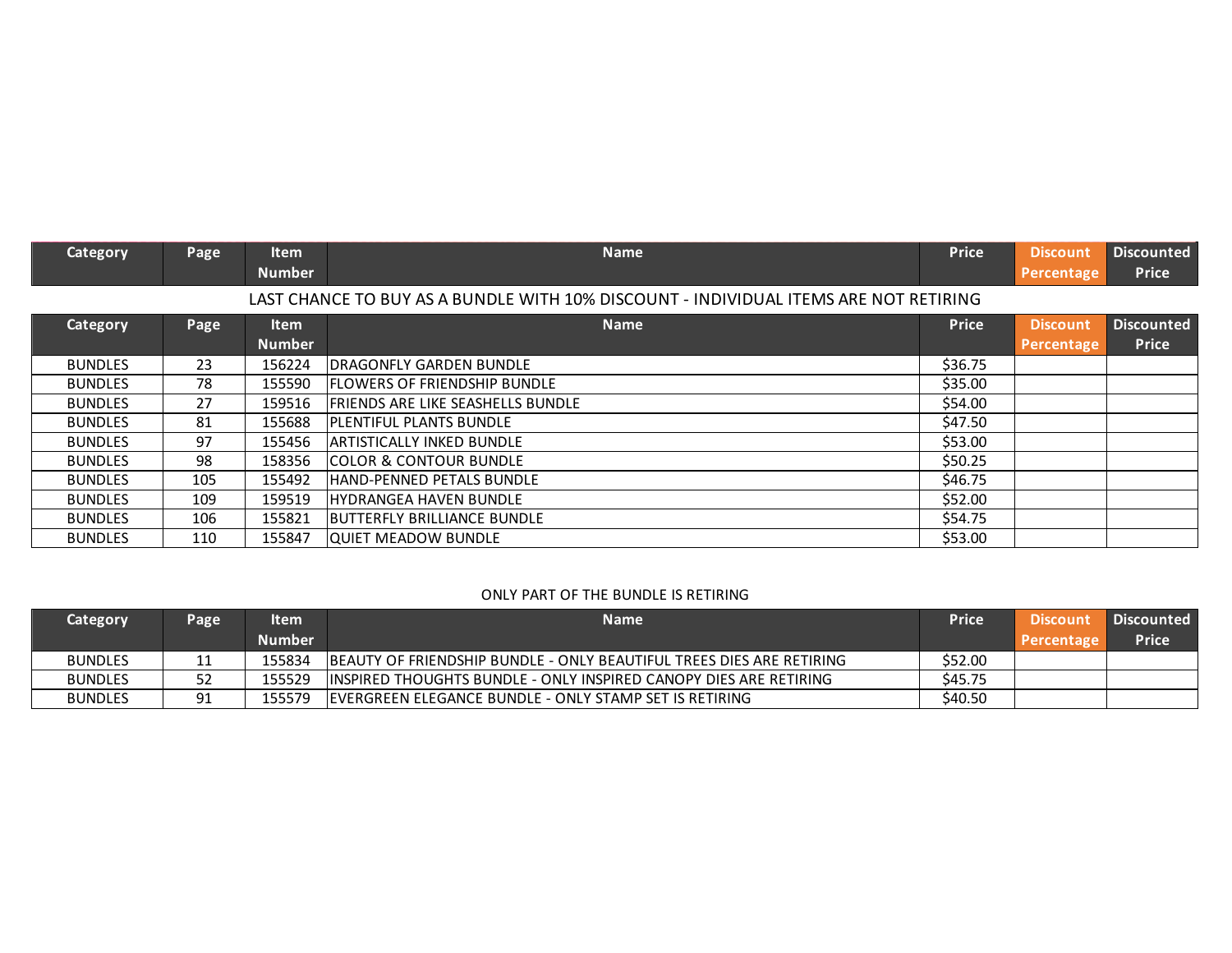| Category | Page | Item Number | Name | Price | Discount Percentage | Discounted Price |
|---|---|---|---|---|---|---|

LAST CHANCE TO BUY AS A BUNDLE WITH 10% DISCOUNT - INDIVIDUAL ITEMS ARE NOT RETIRING

| Category | Page | Item Number | Name | Price | Discount Percentage | Discounted Price |
|---|---|---|---|---|---|---|
| BUNDLES | 23 | 156224 | DRAGONFLY GARDEN BUNDLE | $36.75 | | |
| BUNDLES | 78 | 155590 | FLOWERS OF FRIENDSHIP BUNDLE | $35.00 | | |
| BUNDLES | 27 | 159516 | FRIENDS ARE LIKE SEASHELLS BUNDLE | $54.00 | | |
| BUNDLES | 81 | 155688 | PLENTIFUL PLANTS BUNDLE | $47.50 | | |
| BUNDLES | 97 | 155456 | ARTISTICALLY INKED BUNDLE | $53.00 | | |
| BUNDLES | 98 | 158356 | COLOR & CONTOUR BUNDLE | $50.25 | | |
| BUNDLES | 105 | 155492 | HAND-PENNED PETALS BUNDLE | $46.75 | | |
| BUNDLES | 109 | 159519 | HYDRANGEA HAVEN BUNDLE | $52.00 | | |
| BUNDLES | 106 | 155821 | BUTTERFLY BRILLIANCE BUNDLE | $54.75 | | |
| BUNDLES | 110 | 155847 | QUIET MEADOW BUNDLE | $53.00 | | |

ONLY PART OF THE BUNDLE IS RETIRING

| Category | Page | Item Number | Name | Price | Discount Percentage | Discounted Price |
|---|---|---|---|---|---|---|
| BUNDLES | 11 | 155834 | BEAUTY OF FRIENDSHIP BUNDLE - ONLY BEAUTIFUL TREES DIES ARE RETIRING | $52.00 | | |
| BUNDLES | 52 | 155529 | INSPIRED THOUGHTS BUNDLE - ONLY INSPIRED CANOPY DIES ARE RETIRING | $45.75 | | |
| BUNDLES | 91 | 155579 | EVERGREEN ELEGANCE BUNDLE - ONLY STAMP SET IS RETIRING | $40.50 | | |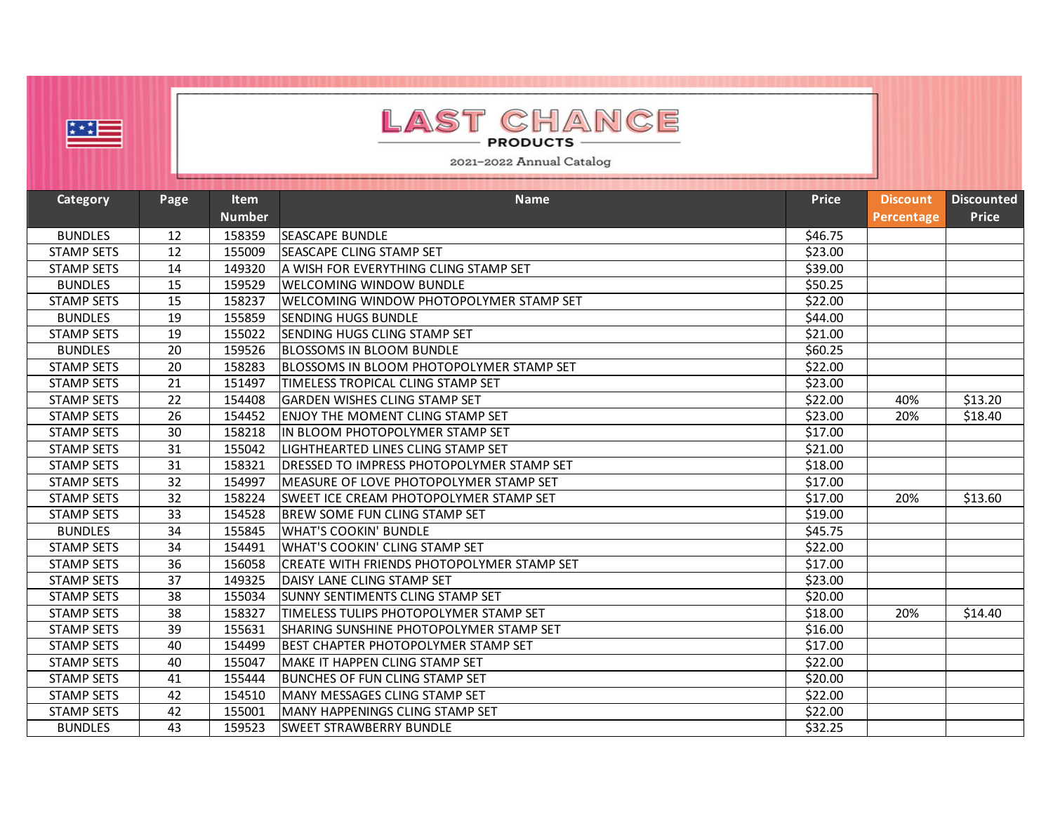# LAST CHANCE

PRODUCTS

2021–2022 Annual Catalog

| Category | Page | Item Number | Name | Price | Discount Percentage | Discounted Price |
|---|---|---|---|---|---|---|
| BUNDLES | 12 | 158359 | SEASCAPE BUNDLE | $46.75 | | |
| STAMP SETS | 12 | 155009 | SEASCAPE CLING STAMP SET | $23.00 | | |
| STAMP SETS | 14 | 149320 | A WISH FOR EVERYTHING CLING STAMP SET | $39.00 | | |
| BUNDLES | 15 | 159529 | WELCOMING WINDOW BUNDLE | $50.25 | | |
| STAMP SETS | 15 | 158237 | WELCOMING WINDOW PHOTOPOLYMER STAMP SET | $22.00 | | |
| BUNDLES | 19 | 155859 | SENDING HUGS BUNDLE | $44.00 | | |
| STAMP SETS | 19 | 155022 | SENDING HUGS CLING STAMP SET | $21.00 | | |
| BUNDLES | 20 | 159526 | BLOSSOMS IN BLOOM BUNDLE | $60.25 | | |
| STAMP SETS | 20 | 158283 | BLOSSOMS IN BLOOM PHOTOPOLYMER STAMP SET | $22.00 | | |
| STAMP SETS | 21 | 151497 | TIMELESS TROPICAL CLING STAMP SET | $23.00 | | |
| STAMP SETS | 22 | 154408 | GARDEN WISHES CLING STAMP SET | $22.00 | 40% | $13.20 |
| STAMP SETS | 26 | 154452 | ENJOY THE MOMENT CLING STAMP SET | $23.00 | 20% | $18.40 |
| STAMP SETS | 30 | 158218 | IN BLOOM PHOTOPOLYMER STAMP SET | $17.00 | | |
| STAMP SETS | 31 | 155042 | LIGHTHEARTED LINES CLING STAMP SET | $21.00 | | |
| STAMP SETS | 31 | 158321 | DRESSED TO IMPRESS PHOTOPOLYMER STAMP SET | $18.00 | | |
| STAMP SETS | 32 | 154997 | MEASURE OF LOVE PHOTOPOLYMER STAMP SET | $17.00 | | |
| STAMP SETS | 32 | 158224 | SWEET ICE CREAM PHOTOPOLYMER STAMP SET | $17.00 | 20% | $13.60 |
| STAMP SETS | 33 | 154528 | BREW SOME FUN CLING STAMP SET | $19.00 | | |
| BUNDLES | 34 | 155845 | WHAT'S COOKIN' BUNDLE | $45.75 | | |
| STAMP SETS | 34 | 154491 | WHAT'S COOKIN' CLING STAMP SET | $22.00 | | |
| STAMP SETS | 36 | 156058 | CREATE WITH FRIENDS PHOTOPOLYMER STAMP SET | $17.00 | | |
| STAMP SETS | 37 | 149325 | DAISY LANE CLING STAMP SET | $23.00 | | |
| STAMP SETS | 38 | 155034 | SUNNY SENTIMENTS CLING STAMP SET | $20.00 | | |
| STAMP SETS | 38 | 158327 | TIMELESS TULIPS PHOTOPOLYMER STAMP SET | $18.00 | 20% | $14.40 |
| STAMP SETS | 39 | 155631 | SHARING SUNSHINE PHOTOPOLYMER STAMP SET | $16.00 | | |
| STAMP SETS | 40 | 154499 | BEST CHAPTER PHOTOPOLYMER STAMP SET | $17.00 | | |
| STAMP SETS | 40 | 155047 | MAKE IT HAPPEN CLING STAMP SET | $22.00 | | |
| STAMP SETS | 41 | 155444 | BUNCHES OF FUN CLING STAMP SET | $20.00 | | |
| STAMP SETS | 42 | 154510 | MANY MESSAGES CLING STAMP SET | $22.00 | | |
| STAMP SETS | 42 | 155001 | MANY HAPPENINGS CLING STAMP SET | $22.00 | | |
| BUNDLES | 43 | 159523 | SWEET STRAWBERRY BUNDLE | $32.25 | | |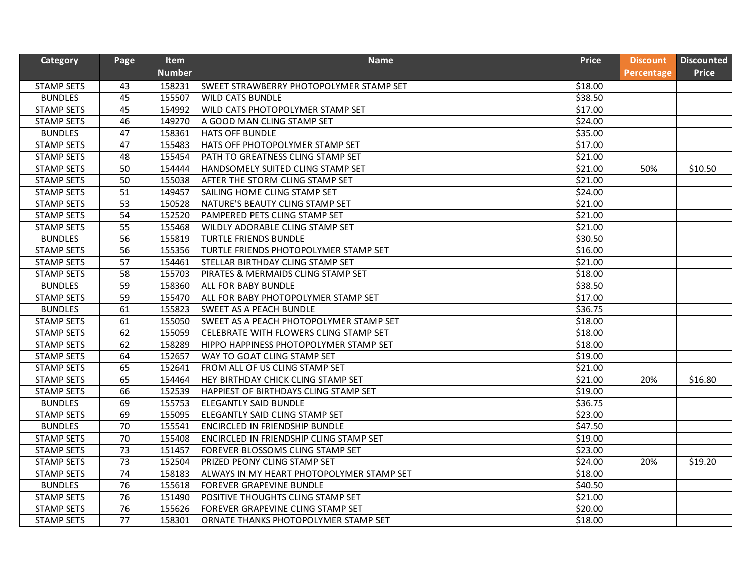| Category | Page | Item Number | Name | Price | Discount Percentage | Discounted Price |
|---|---|---|---|---|---|---|
| STAMP SETS | 43 | 158231 | SWEET STRAWBERRY PHOTOPOLYMER STAMP SET | $18.00 | | |
| BUNDLES | 45 | 155507 | WILD CATS BUNDLE | $38.50 | | |
| STAMP SETS | 45 | 154992 | WILD CATS PHOTOPOLYMER STAMP SET | $17.00 | | |
| STAMP SETS | 46 | 149270 | A GOOD MAN CLING STAMP SET | $24.00 | | |
| BUNDLES | 47 | 158361 | HATS OFF BUNDLE | $35.00 | | |
| STAMP SETS | 47 | 155483 | HATS OFF PHOTOPOLYMER STAMP SET | $17.00 | | |
| STAMP SETS | 48 | 155454 | PATH TO GREATNESS CLING STAMP SET | $21.00 | | |
| STAMP SETS | 50 | 154444 | HANDSOMELY SUITED CLING STAMP SET | $21.00 | 50% | $10.50 |
| STAMP SETS | 50 | 155038 | AFTER THE STORM CLING STAMP SET | $21.00 | | |
| STAMP SETS | 51 | 149457 | SAILING HOME CLING STAMP SET | $24.00 | | |
| STAMP SETS | 53 | 150528 | NATURE'S BEAUTY CLING STAMP SET | $21.00 | | |
| STAMP SETS | 54 | 152520 | PAMPERED PETS CLING STAMP SET | $21.00 | | |
| STAMP SETS | 55 | 155468 | WILDLY ADORABLE CLING STAMP SET | $21.00 | | |
| BUNDLES | 56 | 155819 | TURTLE FRIENDS BUNDLE | $30.50 | | |
| STAMP SETS | 56 | 155356 | TURTLE FRIENDS PHOTOPOLYMER STAMP SET | $16.00 | | |
| STAMP SETS | 57 | 154461 | STELLAR BIRTHDAY CLING STAMP SET | $21.00 | | |
| STAMP SETS | 58 | 155703 | PIRATES & MERMAIDS CLING STAMP SET | $18.00 | | |
| BUNDLES | 59 | 158360 | ALL FOR BABY BUNDLE | $38.50 | | |
| STAMP SETS | 59 | 155470 | ALL FOR BABY PHOTOPOLYMER STAMP SET | $17.00 | | |
| BUNDLES | 61 | 155823 | SWEET AS A PEACH BUNDLE | $36.75 | | |
| STAMP SETS | 61 | 155050 | SWEET AS A PEACH PHOTOPOLYMER STAMP SET | $18.00 | | |
| STAMP SETS | 62 | 155059 | CELEBRATE WITH FLOWERS CLING STAMP SET | $18.00 | | |
| STAMP SETS | 62 | 158289 | HIPPO HAPPINESS PHOTOPOLYMER STAMP SET | $18.00 | | |
| STAMP SETS | 64 | 152657 | WAY TO GOAT CLING STAMP SET | $19.00 | | |
| STAMP SETS | 65 | 152641 | FROM ALL OF US CLING STAMP SET | $21.00 | | |
| STAMP SETS | 65 | 154464 | HEY BIRTHDAY CHICK CLING STAMP SET | $21.00 | 20% | $16.80 |
| STAMP SETS | 66 | 152539 | HAPPIEST OF BIRTHDAYS CLING STAMP SET | $19.00 | | |
| BUNDLES | 69 | 155753 | ELEGANTLY SAID BUNDLE | $36.75 | | |
| STAMP SETS | 69 | 155095 | ELEGANTLY SAID CLING STAMP SET | $23.00 | | |
| BUNDLES | 70 | 155541 | ENCIRCLED IN FRIENDSHIP BUNDLE | $47.50 | | |
| STAMP SETS | 70 | 155408 | ENCIRCLED IN FRIENDSHIP CLING STAMP SET | $19.00 | | |
| STAMP SETS | 73 | 151457 | FOREVER BLOSSOMS CLING STAMP SET | $23.00 | | |
| STAMP SETS | 73 | 152504 | PRIZED PEONY CLING STAMP SET | $24.00 | 20% | $19.20 |
| STAMP SETS | 74 | 158183 | ALWAYS IN MY HEART PHOTOPOLYMER STAMP SET | $18.00 | | |
| BUNDLES | 76 | 155618 | FOREVER GRAPEVINE BUNDLE | $40.50 | | |
| STAMP SETS | 76 | 151490 | POSITIVE THOUGHTS CLING STAMP SET | $21.00 | | |
| STAMP SETS | 76 | 155626 | FOREVER GRAPEVINE CLING STAMP SET | $20.00 | | |
| STAMP SETS | 77 | 158301 | ORNATE THANKS PHOTOPOLYMER STAMP SET | $18.00 | | |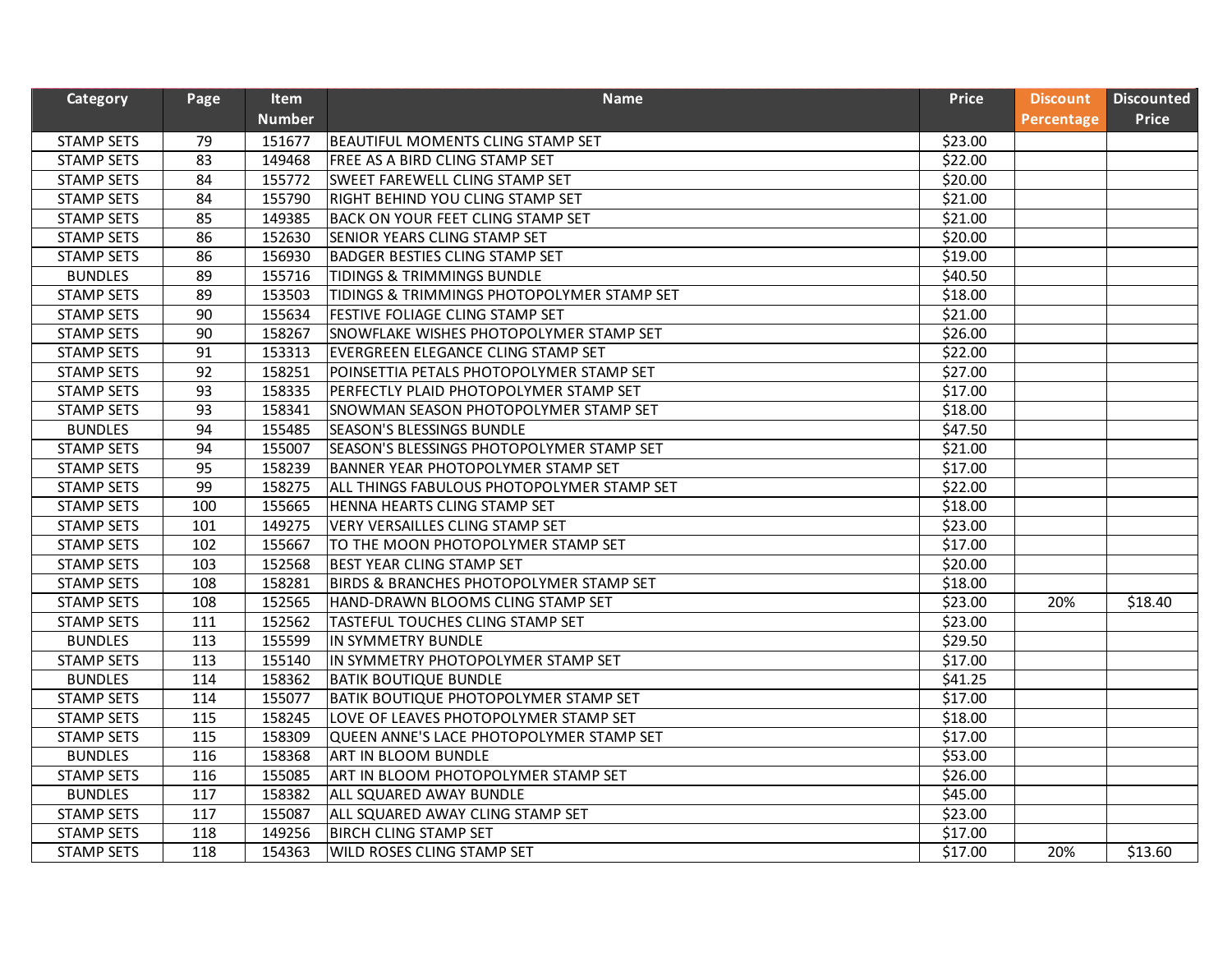| Category | Page | Item Number | Name | Price | Discount Percentage | Discounted Price |
|---|---|---|---|---|---|---|
| STAMP SETS | 79 | 151677 | BEAUTIFUL MOMENTS CLING STAMP SET | $23.00 | | |
| STAMP SETS | 83 | 149468 | FREE AS A BIRD CLING STAMP SET | $22.00 | | |
| STAMP SETS | 84 | 155772 | SWEET FAREWELL CLING STAMP SET | $20.00 | | |
| STAMP SETS | 84 | 155790 | RIGHT BEHIND YOU CLING STAMP SET | $21.00 | | |
| STAMP SETS | 85 | 149385 | BACK ON YOUR FEET CLING STAMP SET | $21.00 | | |
| STAMP SETS | 86 | 152630 | SENIOR YEARS CLING STAMP SET | $20.00 | | |
| STAMP SETS | 86 | 156930 | BADGER BESTIES CLING STAMP SET | $19.00 | | |
| BUNDLES | 89 | 155716 | TIDINGS & TRIMMINGS BUNDLE | $40.50 | | |
| STAMP SETS | 89 | 153503 | TIDINGS & TRIMMINGS PHOTOPOLYMER STAMP SET | $18.00 | | |
| STAMP SETS | 90 | 155634 | FESTIVE FOLIAGE CLING STAMP SET | $21.00 | | |
| STAMP SETS | 90 | 158267 | SNOWFLAKE WISHES PHOTOPOLYMER STAMP SET | $26.00 | | |
| STAMP SETS | 91 | 153313 | EVERGREEN ELEGANCE CLING STAMP SET | $22.00 | | |
| STAMP SETS | 92 | 158251 | POINSETTIA PETALS PHOTOPOLYMER STAMP SET | $27.00 | | |
| STAMP SETS | 93 | 158335 | PERFECTLY PLAID PHOTOPOLYMER STAMP SET | $17.00 | | |
| STAMP SETS | 93 | 158341 | SNOWMAN SEASON PHOTOPOLYMER STAMP SET | $18.00 | | |
| BUNDLES | 94 | 155485 | SEASON'S BLESSINGS BUNDLE | $47.50 | | |
| STAMP SETS | 94 | 155007 | SEASON'S BLESSINGS PHOTOPOLYMER STAMP SET | $21.00 | | |
| STAMP SETS | 95 | 158239 | BANNER YEAR PHOTOPOLYMER STAMP SET | $17.00 | | |
| STAMP SETS | 99 | 158275 | ALL THINGS FABULOUS PHOTOPOLYMER STAMP SET | $22.00 | | |
| STAMP SETS | 100 | 155665 | HENNA HEARTS CLING STAMP SET | $18.00 | | |
| STAMP SETS | 101 | 149275 | VERY VERSAILLES CLING STAMP SET | $23.00 | | |
| STAMP SETS | 102 | 155667 | TO THE MOON PHOTOPOLYMER STAMP SET | $17.00 | | |
| STAMP SETS | 103 | 152568 | BEST YEAR CLING STAMP SET | $20.00 | | |
| STAMP SETS | 108 | 158281 | BIRDS & BRANCHES PHOTOPOLYMER STAMP SET | $18.00 | | |
| STAMP SETS | 108 | 152565 | HAND-DRAWN BLOOMS CLING STAMP SET | $23.00 | 20% | $18.40 |
| STAMP SETS | 111 | 152562 | TASTEFUL TOUCHES CLING STAMP SET | $23.00 | | |
| BUNDLES | 113 | 155599 | IN SYMMETRY BUNDLE | $29.50 | | |
| STAMP SETS | 113 | 155140 | IN SYMMETRY PHOTOPOLYMER STAMP SET | $17.00 | | |
| BUNDLES | 114 | 158362 | BATIK BOUTIQUE BUNDLE | $41.25 | | |
| STAMP SETS | 114 | 155077 | BATIK BOUTIQUE PHOTOPOLYMER STAMP SET | $17.00 | | |
| STAMP SETS | 115 | 158245 | LOVE OF LEAVES PHOTOPOLYMER STAMP SET | $18.00 | | |
| STAMP SETS | 115 | 158309 | QUEEN ANNE'S LACE PHOTOPOLYMER STAMP SET | $17.00 | | |
| BUNDLES | 116 | 158368 | ART IN BLOOM BUNDLE | $53.00 | | |
| STAMP SETS | 116 | 155085 | ART IN BLOOM PHOTOPOLYMER STAMP SET | $26.00 | | |
| BUNDLES | 117 | 158382 | ALL SQUARED AWAY BUNDLE | $45.00 | | |
| STAMP SETS | 117 | 155087 | ALL SQUARED AWAY CLING STAMP SET | $23.00 | | |
| STAMP SETS | 118 | 149256 | BIRCH CLING STAMP SET | $17.00 | | |
| STAMP SETS | 118 | 154363 | WILD ROSES CLING STAMP SET | $17.00 | 20% | $13.60 |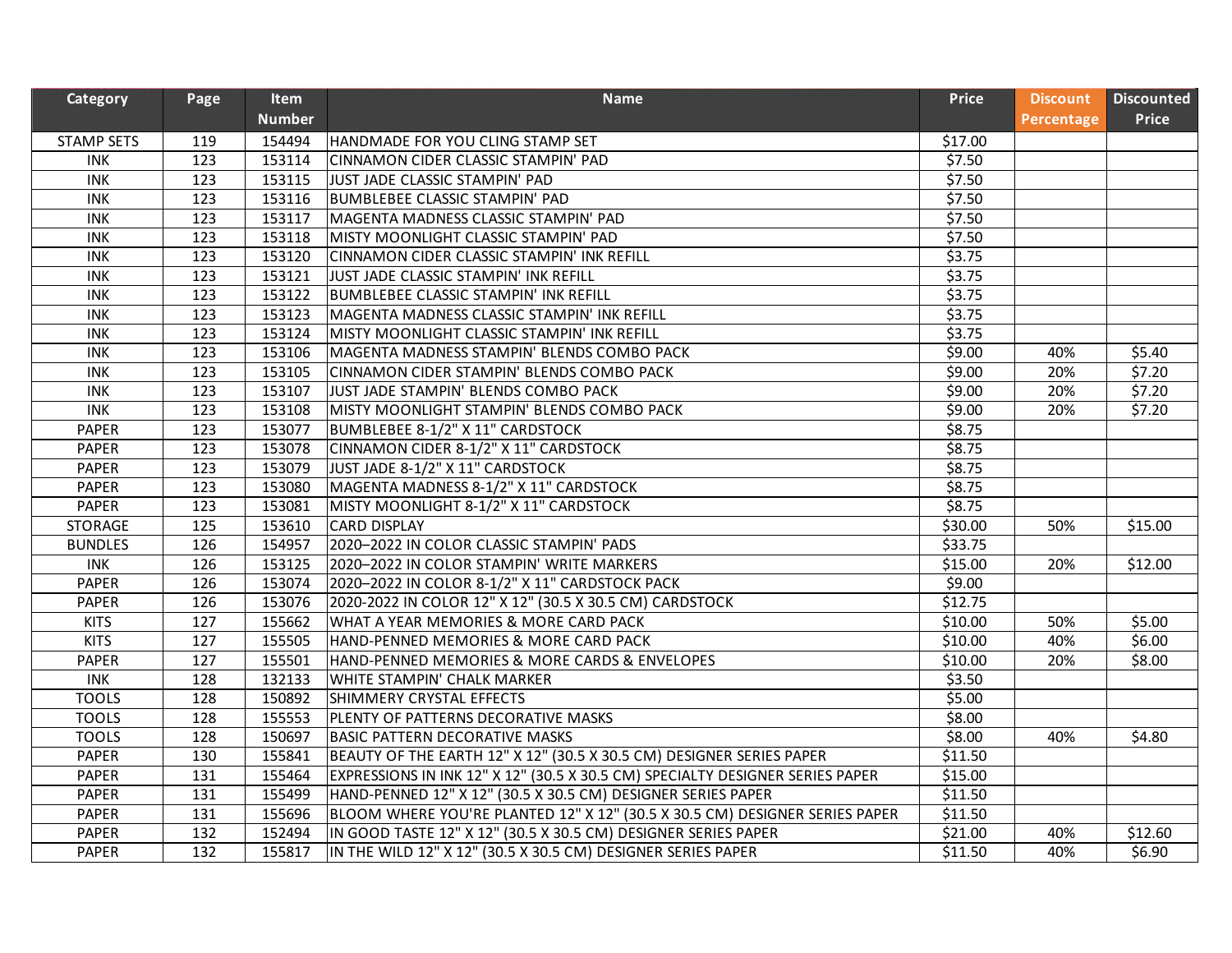| Category | Page | Item Number | Name | Price | Discount Percentage | Discounted Price |
|---|---|---|---|---|---|---|
| STAMP SETS | 119 | 154494 | HANDMADE FOR YOU CLING STAMP SET | $17.00 | | |
| INK | 123 | 153114 | CINNAMON CIDER CLASSIC STAMPIN' PAD | $7.50 | | |
| INK | 123 | 153115 | JUST JADE CLASSIC STAMPIN' PAD | $7.50 | | |
| INK | 123 | 153116 | BUMBLEBEE CLASSIC STAMPIN' PAD | $7.50 | | |
| INK | 123 | 153117 | MAGENTA MADNESS CLASSIC STAMPIN' PAD | $7.50 | | |
| INK | 123 | 153118 | MISTY MOONLIGHT CLASSIC STAMPIN' PAD | $7.50 | | |
| INK | 123 | 153120 | CINNAMON CIDER CLASSIC STAMPIN' INK REFILL | $3.75 | | |
| INK | 123 | 153121 | JUST JADE CLASSIC STAMPIN' INK REFILL | $3.75 | | |
| INK | 123 | 153122 | BUMBLEBEE CLASSIC STAMPIN' INK REFILL | $3.75 | | |
| INK | 123 | 153123 | MAGENTA MADNESS CLASSIC STAMPIN' INK REFILL | $3.75 | | |
| INK | 123 | 153124 | MISTY MOONLIGHT CLASSIC STAMPIN' INK REFILL | $3.75 | | |
| INK | 123 | 153106 | MAGENTA MADNESS STAMPIN' BLENDS COMBO PACK | $9.00 | 40% | $5.40 |
| INK | 123 | 153105 | CINNAMON CIDER STAMPIN' BLENDS COMBO PACK | $9.00 | 20% | $7.20 |
| INK | 123 | 153107 | JUST JADE STAMPIN' BLENDS COMBO PACK | $9.00 | 20% | $7.20 |
| INK | 123 | 153108 | MISTY MOONLIGHT STAMPIN' BLENDS COMBO PACK | $9.00 | 20% | $7.20 |
| PAPER | 123 | 153077 | BUMBLEBEE 8-1/2" X 11" CARDSTOCK | $8.75 | | |
| PAPER | 123 | 153078 | CINNAMON CIDER 8-1/2" X 11" CARDSTOCK | $8.75 | | |
| PAPER | 123 | 153079 | JUST JADE 8-1/2" X 11" CARDSTOCK | $8.75 | | |
| PAPER | 123 | 153080 | MAGENTA MADNESS 8-1/2" X 11" CARDSTOCK | $8.75 | | |
| PAPER | 123 | 153081 | MISTY MOONLIGHT 8-1/2" X 11" CARDSTOCK | $8.75 | | |
| STORAGE | 125 | 153610 | CARD DISPLAY | $30.00 | 50% | $15.00 |
| BUNDLES | 126 | 154957 | 2020–2022 IN COLOR CLASSIC STAMPIN' PADS | $33.75 | | |
| INK | 126 | 153125 | 2020–2022 IN COLOR STAMPIN' WRITE MARKERS | $15.00 | 20% | $12.00 |
| PAPER | 126 | 153074 | 2020–2022 IN COLOR 8-1/2" X 11" CARDSTOCK PACK | $9.00 | | |
| PAPER | 126 | 153076 | 2020-2022 IN COLOR 12" X 12" (30.5 X 30.5 CM) CARDSTOCK | $12.75 | | |
| KITS | 127 | 155662 | WHAT A YEAR MEMORIES & MORE CARD PACK | $10.00 | 50% | $5.00 |
| KITS | 127 | 155505 | HAND-PENNED MEMORIES & MORE CARD PACK | $10.00 | 40% | $6.00 |
| PAPER | 127 | 155501 | HAND-PENNED MEMORIES & MORE CARDS & ENVELOPES | $10.00 | 20% | $8.00 |
| INK | 128 | 132133 | WHITE STAMPIN' CHALK MARKER | $3.50 | | |
| TOOLS | 128 | 150892 | SHIMMERY CRYSTAL EFFECTS | $5.00 | | |
| TOOLS | 128 | 155553 | PLENTY OF PATTERNS DECORATIVE MASKS | $8.00 | | |
| TOOLS | 128 | 150697 | BASIC PATTERN DECORATIVE MASKS | $8.00 | 40% | $4.80 |
| PAPER | 130 | 155841 | BEAUTY OF THE EARTH 12" X 12" (30.5 X 30.5 CM) DESIGNER SERIES PAPER | $11.50 | | |
| PAPER | 131 | 155464 | EXPRESSIONS IN INK 12" X 12" (30.5 X 30.5 CM) SPECIALTY DESIGNER SERIES PAPER | $15.00 | | |
| PAPER | 131 | 155499 | HAND-PENNED 12" X 12" (30.5 X 30.5 CM) DESIGNER SERIES PAPER | $11.50 | | |
| PAPER | 131 | 155696 | BLOOM WHERE YOU'RE PLANTED 12" X 12" (30.5 X 30.5 CM) DESIGNER SERIES PAPER | $11.50 | | |
| PAPER | 132 | 152494 | IN GOOD TASTE 12" X 12" (30.5 X 30.5 CM) DESIGNER SERIES PAPER | $21.00 | 40% | $12.60 |
| PAPER | 132 | 155817 | IN THE WILD 12" X 12" (30.5 X 30.5 CM) DESIGNER SERIES PAPER | $11.50 | 40% | $6.90 |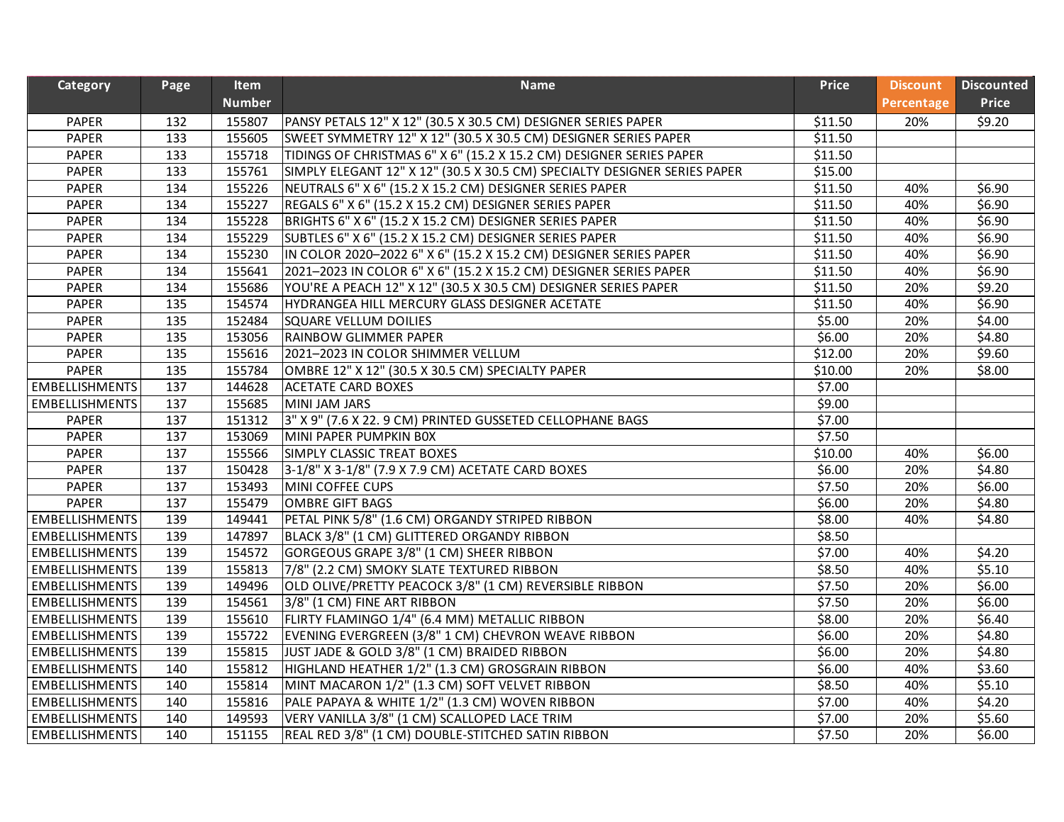| Category | Page | Item Number | Name | Price | Discount Percentage | Discounted Price |
|---|---|---|---|---|---|---|
| PAPER | 132 | 155807 | PANSY PETALS 12" X 12" (30.5 X 30.5 CM) DESIGNER SERIES PAPER | $11.50 | 20% | $9.20 |
| PAPER | 133 | 155605 | SWEET SYMMETRY 12" X 12" (30.5 X 30.5 CM) DESIGNER SERIES PAPER | $11.50 | | |
| PAPER | 133 | 155718 | TIDINGS OF CHRISTMAS 6" X 6" (15.2 X 15.2 CM) DESIGNER SERIES PAPER | $11.50 | | |
| PAPER | 133 | 155761 | SIMPLY ELEGANT 12" X 12" (30.5 X 30.5 CM) SPECIALTY DESIGNER SERIES PAPER | $15.00 | | |
| PAPER | 134 | 155226 | NEUTRALS 6" X 6" (15.2 X 15.2 CM) DESIGNER SERIES PAPER | $11.50 | 40% | $6.90 |
| PAPER | 134 | 155227 | REGALS 6" X 6" (15.2 X 15.2 CM) DESIGNER SERIES PAPER | $11.50 | 40% | $6.90 |
| PAPER | 134 | 155228 | BRIGHTS 6" X 6" (15.2 X 15.2 CM) DESIGNER SERIES PAPER | $11.50 | 40% | $6.90 |
| PAPER | 134 | 155229 | SUBTLES 6" X 6" (15.2 X 15.2 CM) DESIGNER SERIES PAPER | $11.50 | 40% | $6.90 |
| PAPER | 134 | 155230 | IN COLOR 2020–2022 6" X 6" (15.2 X 15.2 CM) DESIGNER SERIES PAPER | $11.50 | 40% | $6.90 |
| PAPER | 134 | 155641 | 2021–2023 IN COLOR 6" X 6" (15.2 X 15.2 CM) DESIGNER SERIES PAPER | $11.50 | 40% | $6.90 |
| PAPER | 134 | 155686 | YOU'RE A PEACH 12" X 12" (30.5 X 30.5 CM) DESIGNER SERIES PAPER | $11.50 | 20% | $9.20 |
| PAPER | 135 | 154574 | HYDRANGEA HILL MERCURY GLASS DESIGNER ACETATE | $11.50 | 40% | $6.90 |
| PAPER | 135 | 152484 | SQUARE VELLUM DOILIES | $5.00 | 20% | $4.00 |
| PAPER | 135 | 153056 | RAINBOW GLIMMER PAPER | $6.00 | 20% | $4.80 |
| PAPER | 135 | 155616 | 2021–2023 IN COLOR SHIMMER VELLUM | $12.00 | 20% | $9.60 |
| PAPER | 135 | 155784 | OMBRE 12" X 12" (30.5 X 30.5 CM) SPECIALTY PAPER | $10.00 | 20% | $8.00 |
| EMBELLISHMENTS | 137 | 144628 | ACETATE CARD BOXES | $7.00 | | |
| EMBELLISHMENTS | 137 | 155685 | MINI JAM JARS | $9.00 | | |
| PAPER | 137 | 151312 | 3" X 9" (7.6 X 22. 9 CM) PRINTED GUSSETED CELLOPHANE BAGS | $7.00 | | |
| PAPER | 137 | 153069 | MINI PAPER PUMPKIN B0X | $7.50 | | |
| PAPER | 137 | 155566 | SIMPLY CLASSIC TREAT BOXES | $10.00 | 40% | $6.00 |
| PAPER | 137 | 150428 | 3-1/8" X 3-1/8" (7.9 X 7.9 CM) ACETATE CARD BOXES | $6.00 | 20% | $4.80 |
| PAPER | 137 | 153493 | MINI COFFEE CUPS | $7.50 | 20% | $6.00 |
| PAPER | 137 | 155479 | OMBRE GIFT BAGS | $6.00 | 20% | $4.80 |
| EMBELLISHMENTS | 139 | 149441 | PETAL PINK 5/8" (1.6 CM) ORGANDY STRIPED RIBBON | $8.00 | 40% | $4.80 |
| EMBELLISHMENTS | 139 | 147897 | BLACK 3/8" (1 CM) GLITTERED ORGANDY RIBBON | $8.50 | | |
| EMBELLISHMENTS | 139 | 154572 | GORGEOUS GRAPE 3/8" (1 CM) SHEER RIBBON | $7.00 | 40% | $4.20 |
| EMBELLISHMENTS | 139 | 155813 | 7/8" (2.2 CM) SMOKY SLATE TEXTURED RIBBON | $8.50 | 40% | $5.10 |
| EMBELLISHMENTS | 139 | 149496 | OLD OLIVE/PRETTY PEACOCK 3/8" (1 CM) REVERSIBLE RIBBON | $7.50 | 20% | $6.00 |
| EMBELLISHMENTS | 139 | 154561 | 3/8" (1 CM) FINE ART RIBBON | $7.50 | 20% | $6.00 |
| EMBELLISHMENTS | 139 | 155610 | FLIRTY FLAMINGO 1/4" (6.4 MM) METALLIC RIBBON | $8.00 | 20% | $6.40 |
| EMBELLISHMENTS | 139 | 155722 | EVENING EVERGREEN (3/8" 1 CM) CHEVRON WEAVE RIBBON | $6.00 | 20% | $4.80 |
| EMBELLISHMENTS | 139 | 155815 | JUST JADE & GOLD 3/8" (1 CM) BRAIDED RIBBON | $6.00 | 20% | $4.80 |
| EMBELLISHMENTS | 140 | 155812 | HIGHLAND HEATHER 1/2" (1.3 CM) GROSGRAIN RIBBON | $6.00 | 40% | $3.60 |
| EMBELLISHMENTS | 140 | 155814 | MINT MACARON 1/2" (1.3 CM) SOFT VELVET RIBBON | $8.50 | 40% | $5.10 |
| EMBELLISHMENTS | 140 | 155816 | PALE PAPAYA & WHITE 1/2" (1.3 CM) WOVEN RIBBON | $7.00 | 40% | $4.20 |
| EMBELLISHMENTS | 140 | 149593 | VERY VANILLA 3/8" (1 CM) SCALLOPED LACE TRIM | $7.00 | 20% | $5.60 |
| EMBELLISHMENTS | 140 | 151155 | REAL RED 3/8" (1 CM) DOUBLE-STITCHED SATIN RIBBON | $7.50 | 20% | $6.00 |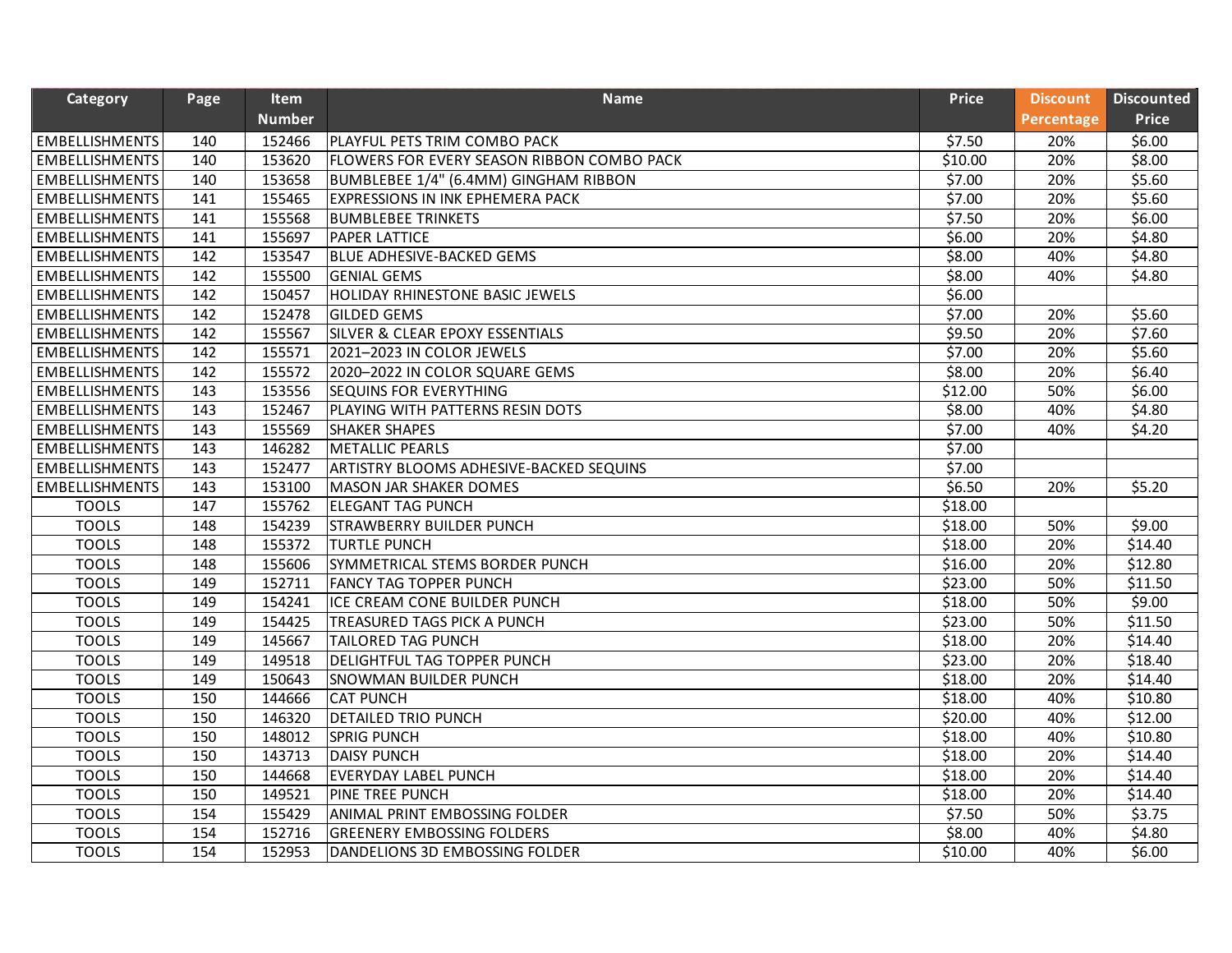| Category | Page | Item Number | Name | Price | Discount Percentage | Discounted Price |
|---|---|---|---|---|---|---|
| EMBELLISHMENTS | 140 | 152466 | PLAYFUL PETS TRIM COMBO PACK | $7.50 | 20% | $6.00 |
| EMBELLISHMENTS | 140 | 153620 | FLOWERS FOR EVERY SEASON RIBBON COMBO PACK | $10.00 | 20% | $8.00 |
| EMBELLISHMENTS | 140 | 153658 | BUMBLEBEE 1/4" (6.4MM) GINGHAM RIBBON | $7.00 | 20% | $5.60 |
| EMBELLISHMENTS | 141 | 155465 | EXPRESSIONS IN INK EPHEMERA PACK | $7.00 | 20% | $5.60 |
| EMBELLISHMENTS | 141 | 155568 | BUMBLEBEE TRINKETS | $7.50 | 20% | $6.00 |
| EMBELLISHMENTS | 141 | 155697 | PAPER LATTICE | $6.00 | 20% | $4.80 |
| EMBELLISHMENTS | 142 | 153547 | BLUE ADHESIVE-BACKED GEMS | $8.00 | 40% | $4.80 |
| EMBELLISHMENTS | 142 | 155500 | GENIAL GEMS | $8.00 | 40% | $4.80 |
| EMBELLISHMENTS | 142 | 150457 | HOLIDAY RHINESTONE BASIC JEWELS | $6.00 | | |
| EMBELLISHMENTS | 142 | 152478 | GILDED GEMS | $7.00 | 20% | $5.60 |
| EMBELLISHMENTS | 142 | 155567 | SILVER & CLEAR EPOXY ESSENTIALS | $9.50 | 20% | $7.60 |
| EMBELLISHMENTS | 142 | 155571 | 2021–2023 IN COLOR JEWELS | $7.00 | 20% | $5.60 |
| EMBELLISHMENTS | 142 | 155572 | 2020–2022 IN COLOR SQUARE GEMS | $8.00 | 20% | $6.40 |
| EMBELLISHMENTS | 143 | 153556 | SEQUINS FOR EVERYTHING | $12.00 | 50% | $6.00 |
| EMBELLISHMENTS | 143 | 152467 | PLAYING WITH PATTERNS RESIN DOTS | $8.00 | 40% | $4.80 |
| EMBELLISHMENTS | 143 | 155569 | SHAKER SHAPES | $7.00 | 40% | $4.20 |
| EMBELLISHMENTS | 143 | 146282 | METALLIC PEARLS | $7.00 | | |
| EMBELLISHMENTS | 143 | 152477 | ARTISTRY BLOOMS ADHESIVE-BACKED SEQUINS | $7.00 | | |
| EMBELLISHMENTS | 143 | 153100 | MASON JAR SHAKER DOMES | $6.50 | 20% | $5.20 |
| TOOLS | 147 | 155762 | ELEGANT TAG PUNCH | $18.00 | | |
| TOOLS | 148 | 154239 | STRAWBERRY BUILDER PUNCH | $18.00 | 50% | $9.00 |
| TOOLS | 148 | 155372 | TURTLE PUNCH | $18.00 | 20% | $14.40 |
| TOOLS | 148 | 155606 | SYMMETRICAL STEMS BORDER PUNCH | $16.00 | 20% | $12.80 |
| TOOLS | 149 | 152711 | FANCY TAG TOPPER PUNCH | $23.00 | 50% | $11.50 |
| TOOLS | 149 | 154241 | ICE CREAM CONE BUILDER PUNCH | $18.00 | 50% | $9.00 |
| TOOLS | 149 | 154425 | TREASURED TAGS PICK A PUNCH | $23.00 | 50% | $11.50 |
| TOOLS | 149 | 145667 | TAILORED TAG PUNCH | $18.00 | 20% | $14.40 |
| TOOLS | 149 | 149518 | DELIGHTFUL TAG TOPPER PUNCH | $23.00 | 20% | $18.40 |
| TOOLS | 149 | 150643 | SNOWMAN BUILDER PUNCH | $18.00 | 20% | $14.40 |
| TOOLS | 150 | 144666 | CAT PUNCH | $18.00 | 40% | $10.80 |
| TOOLS | 150 | 146320 | DETAILED TRIO PUNCH | $20.00 | 40% | $12.00 |
| TOOLS | 150 | 148012 | SPRIG PUNCH | $18.00 | 40% | $10.80 |
| TOOLS | 150 | 143713 | DAISY PUNCH | $18.00 | 20% | $14.40 |
| TOOLS | 150 | 144668 | EVERYDAY LABEL PUNCH | $18.00 | 20% | $14.40 |
| TOOLS | 150 | 149521 | PINE TREE PUNCH | $18.00 | 20% | $14.40 |
| TOOLS | 154 | 155429 | ANIMAL PRINT EMBOSSING FOLDER | $7.50 | 50% | $3.75 |
| TOOLS | 154 | 152716 | GREENERY EMBOSSING FOLDERS | $8.00 | 40% | $4.80 |
| TOOLS | 154 | 152953 | DANDELIONS 3D EMBOSSING FOLDER | $10.00 | 40% | $6.00 |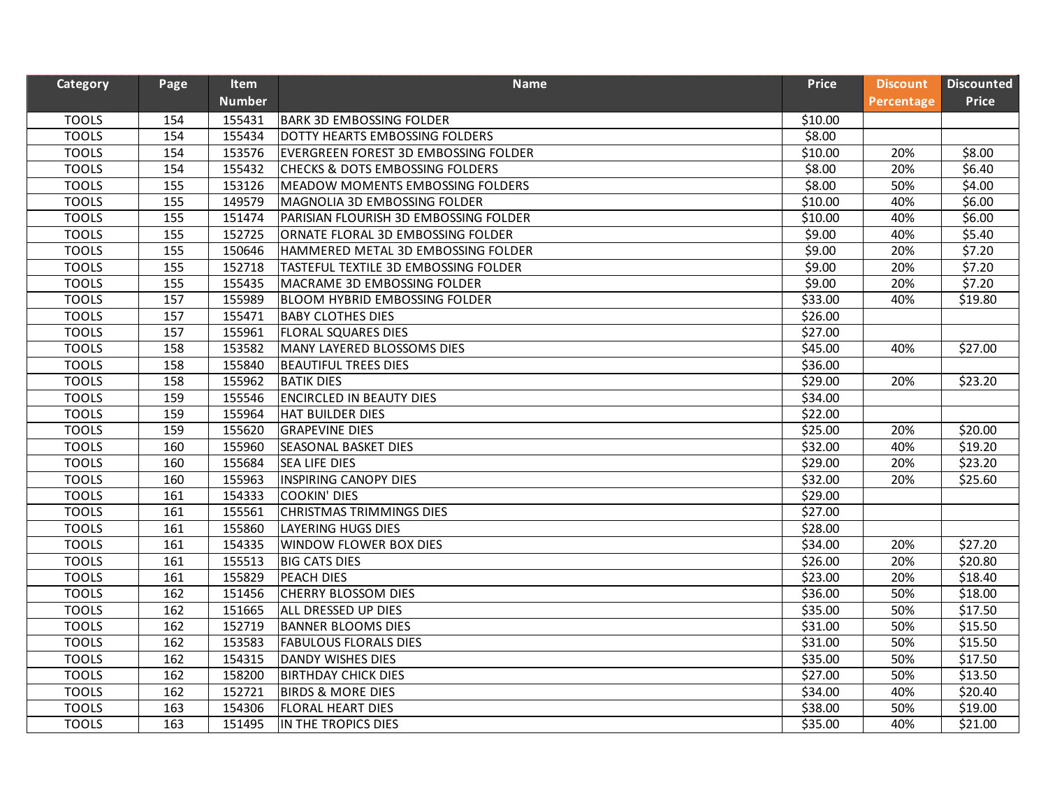| Category | Page | Item Number | Name | Price | Discount Percentage | Discounted Price |
|---|---|---|---|---|---|---|
| TOOLS | 154 | 155431 | BARK 3D EMBOSSING FOLDER | $10.00 | | |
| TOOLS | 154 | 155434 | DOTTY HEARTS EMBOSSING FOLDERS | $8.00 | | |
| TOOLS | 154 | 153576 | EVERGREEN FOREST 3D EMBOSSING FOLDER | $10.00 | 20% | $8.00 |
| TOOLS | 154 | 155432 | CHECKS & DOTS EMBOSSING FOLDERS | $8.00 | 20% | $6.40 |
| TOOLS | 155 | 153126 | MEADOW MOMENTS EMBOSSING FOLDERS | $8.00 | 50% | $4.00 |
| TOOLS | 155 | 149579 | MAGNOLIA 3D EMBOSSING FOLDER | $10.00 | 40% | $6.00 |
| TOOLS | 155 | 151474 | PARISIAN FLOURISH 3D EMBOSSING FOLDER | $10.00 | 40% | $6.00 |
| TOOLS | 155 | 152725 | ORNATE FLORAL 3D EMBOSSING FOLDER | $9.00 | 40% | $5.40 |
| TOOLS | 155 | 150646 | HAMMERED METAL 3D EMBOSSING FOLDER | $9.00 | 20% | $7.20 |
| TOOLS | 155 | 152718 | TASTEFUL TEXTILE 3D EMBOSSING FOLDER | $9.00 | 20% | $7.20 |
| TOOLS | 155 | 155435 | MACRAME 3D EMBOSSING FOLDER | $9.00 | 20% | $7.20 |
| TOOLS | 157 | 155989 | BLOOM HYBRID EMBOSSING FOLDER | $33.00 | 40% | $19.80 |
| TOOLS | 157 | 155471 | BABY CLOTHES DIES | $26.00 | | |
| TOOLS | 157 | 155961 | FLORAL SQUARES DIES | $27.00 | | |
| TOOLS | 158 | 153582 | MANY LAYERED BLOSSOMS DIES | $45.00 | 40% | $27.00 |
| TOOLS | 158 | 155840 | BEAUTIFUL TREES DIES | $36.00 | | |
| TOOLS | 158 | 155962 | BATIK DIES | $29.00 | 20% | $23.20 |
| TOOLS | 159 | 155546 | ENCIRCLED IN BEAUTY DIES | $34.00 | | |
| TOOLS | 159 | 155964 | HAT BUILDER DIES | $22.00 | | |
| TOOLS | 159 | 155620 | GRAPEVINE DIES | $25.00 | 20% | $20.00 |
| TOOLS | 160 | 155960 | SEASONAL BASKET DIES | $32.00 | 40% | $19.20 |
| TOOLS | 160 | 155684 | SEA LIFE DIES | $29.00 | 20% | $23.20 |
| TOOLS | 160 | 155963 | INSPIRING CANOPY DIES | $32.00 | 20% | $25.60 |
| TOOLS | 161 | 154333 | COOKIN' DIES | $29.00 | | |
| TOOLS | 161 | 155561 | CHRISTMAS TRIMMINGS DIES | $27.00 | | |
| TOOLS | 161 | 155860 | LAYERING HUGS DIES | $28.00 | | |
| TOOLS | 161 | 154335 | WINDOW FLOWER BOX DIES | $34.00 | 20% | $27.20 |
| TOOLS | 161 | 155513 | BIG CATS DIES | $26.00 | 20% | $20.80 |
| TOOLS | 161 | 155829 | PEACH DIES | $23.00 | 20% | $18.40 |
| TOOLS | 162 | 151456 | CHERRY BLOSSOM DIES | $36.00 | 50% | $18.00 |
| TOOLS | 162 | 151665 | ALL DRESSED UP DIES | $35.00 | 50% | $17.50 |
| TOOLS | 162 | 152719 | BANNER BLOOMS DIES | $31.00 | 50% | $15.50 |
| TOOLS | 162 | 153583 | FABULOUS FLORALS DIES | $31.00 | 50% | $15.50 |
| TOOLS | 162 | 154315 | DANDY WISHES DIES | $35.00 | 50% | $17.50 |
| TOOLS | 162 | 158200 | BIRTHDAY CHICK DIES | $27.00 | 50% | $13.50 |
| TOOLS | 162 | 152721 | BIRDS & MORE DIES | $34.00 | 40% | $20.40 |
| TOOLS | 163 | 154306 | FLORAL HEART DIES | $38.00 | 50% | $19.00 |
| TOOLS | 163 | 151495 | IN THE TROPICS DIES | $35.00 | 40% | $21.00 |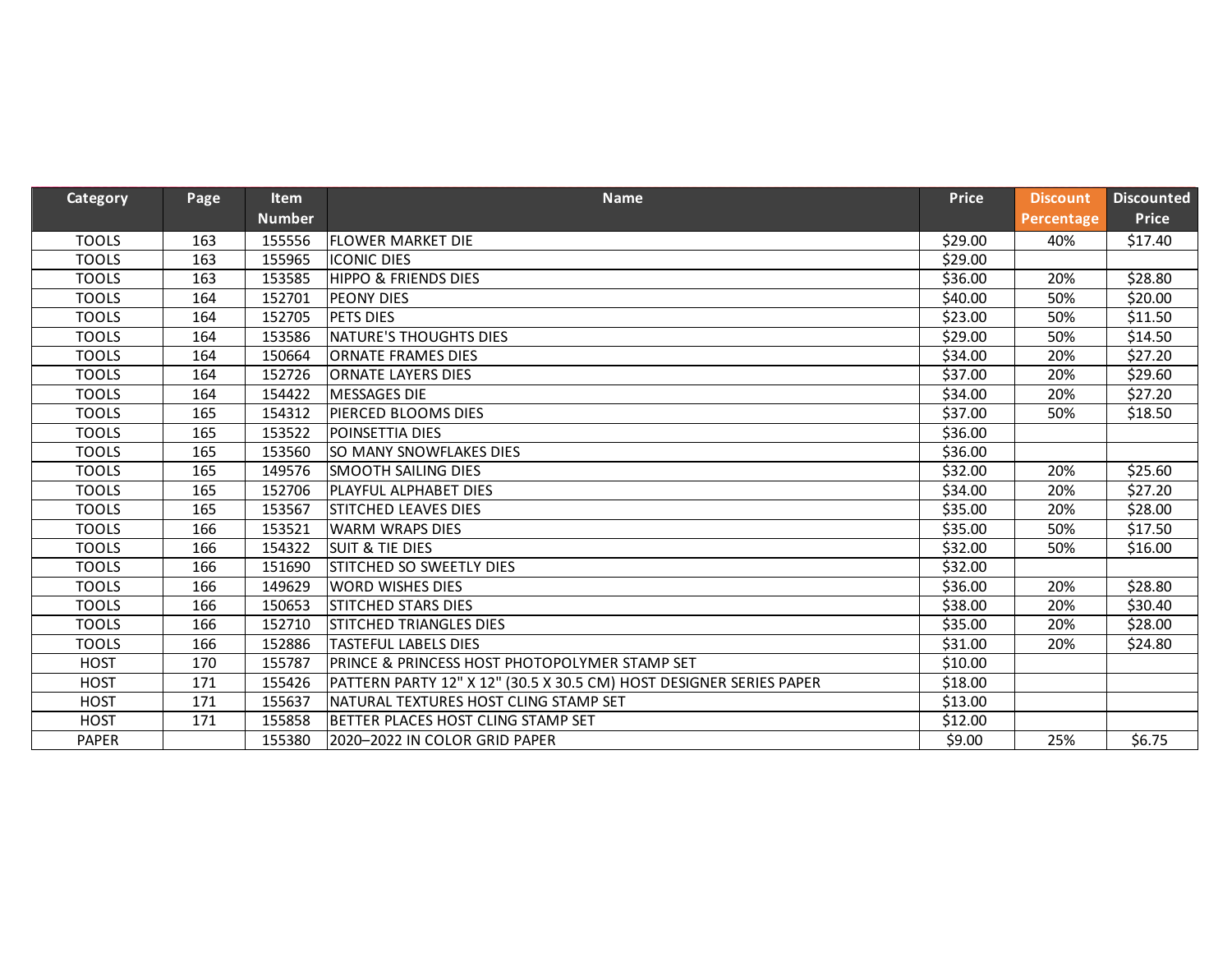| Category | Page | Item Number | Name | Price | Discount Percentage | Discounted Price |
|---|---|---|---|---|---|---|
| TOOLS | 163 | 155556 | FLOWER MARKET DIE | $29.00 | 40% | $17.40 |
| TOOLS | 163 | 155965 | ICONIC DIES | $29.00 | | |
| TOOLS | 163 | 153585 | HIPPO & FRIENDS DIES | $36.00 | 20% | $28.80 |
| TOOLS | 164 | 152701 | PEONY DIES | $40.00 | 50% | $20.00 |
| TOOLS | 164 | 152705 | PETS DIES | $23.00 | 50% | $11.50 |
| TOOLS | 164 | 153586 | NATURE'S THOUGHTS DIES | $29.00 | 50% | $14.50 |
| TOOLS | 164 | 150664 | ORNATE FRAMES DIES | $34.00 | 20% | $27.20 |
| TOOLS | 164 | 152726 | ORNATE LAYERS DIES | $37.00 | 20% | $29.60 |
| TOOLS | 164 | 154422 | MESSAGES DIE | $34.00 | 20% | $27.20 |
| TOOLS | 165 | 154312 | PIERCED BLOOMS DIES | $37.00 | 50% | $18.50 |
| TOOLS | 165 | 153522 | POINSETTIA DIES | $36.00 | | |
| TOOLS | 165 | 153560 | SO MANY SNOWFLAKES DIES | $36.00 | | |
| TOOLS | 165 | 149576 | SMOOTH SAILING DIES | $32.00 | 20% | $25.60 |
| TOOLS | 165 | 152706 | PLAYFUL ALPHABET DIES | $34.00 | 20% | $27.20 |
| TOOLS | 165 | 153567 | STITCHED LEAVES DIES | $35.00 | 20% | $28.00 |
| TOOLS | 166 | 153521 | WARM WRAPS DIES | $35.00 | 50% | $17.50 |
| TOOLS | 166 | 154322 | SUIT & TIE DIES | $32.00 | 50% | $16.00 |
| TOOLS | 166 | 151690 | STITCHED SO SWEETLY DIES | $32.00 | | |
| TOOLS | 166 | 149629 | WORD WISHES DIES | $36.00 | 20% | $28.80 |
| TOOLS | 166 | 150653 | STITCHED STARS DIES | $38.00 | 20% | $30.40 |
| TOOLS | 166 | 152710 | STITCHED TRIANGLES DIES | $35.00 | 20% | $28.00 |
| TOOLS | 166 | 152886 | TASTEFUL LABELS DIES | $31.00 | 20% | $24.80 |
| HOST | 170 | 155787 | PRINCE & PRINCESS HOST PHOTOPOLYMER STAMP SET | $10.00 | | |
| HOST | 171 | 155426 | PATTERN PARTY 12" X 12" (30.5 X 30.5 CM) HOST DESIGNER SERIES PAPER | $18.00 | | |
| HOST | 171 | 155637 | NATURAL TEXTURES HOST CLING STAMP SET | $13.00 | | |
| HOST | 171 | 155858 | BETTER PLACES HOST CLING STAMP SET | $12.00 | | |
| PAPER | | 155380 | 2020–2022 IN COLOR GRID PAPER | $9.00 | 25% | $6.75 |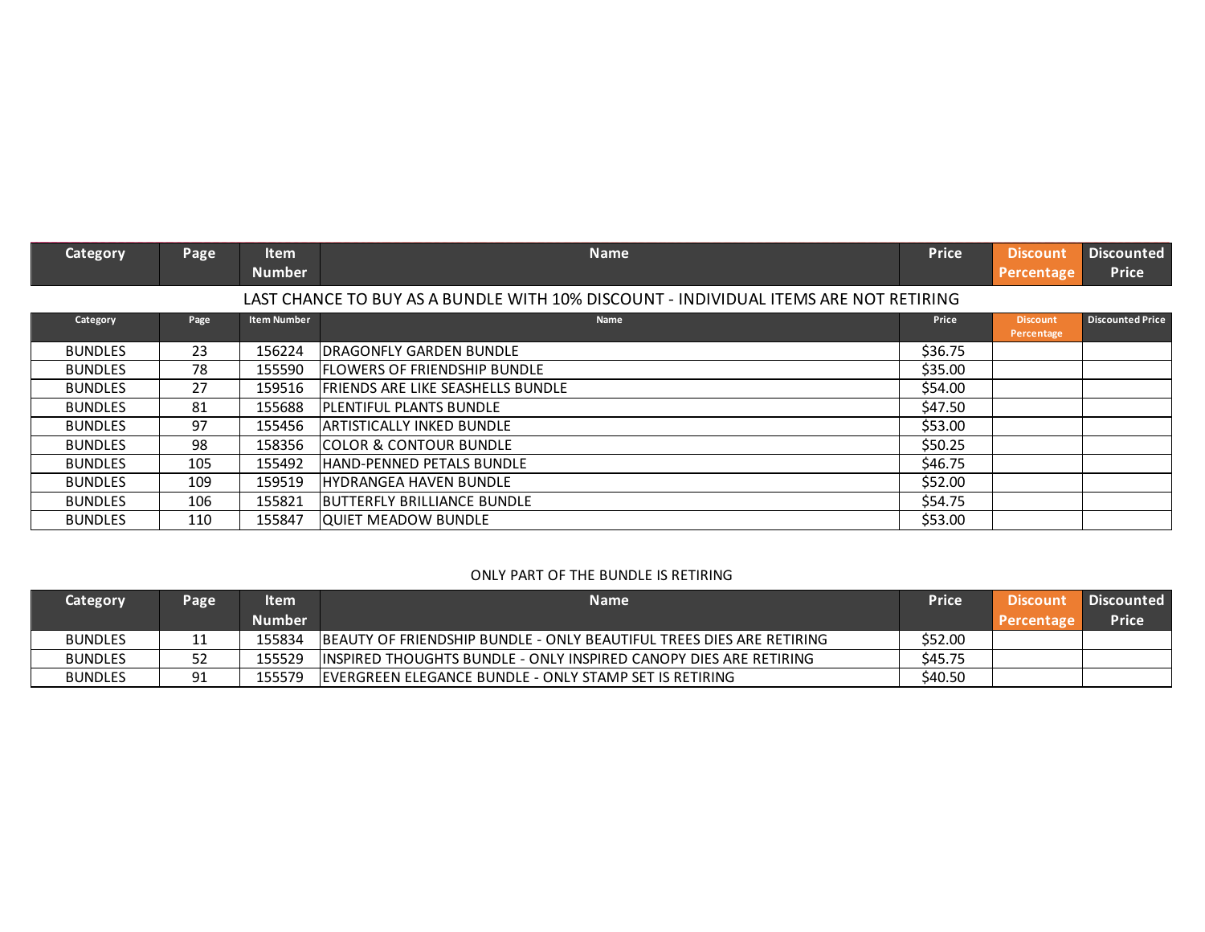| Category | Page | Item Number | Name | Price | Discount Percentage | Discounted Price |
|---|---|---|---|---|---|---|

LAST CHANCE TO BUY AS A BUNDLE WITH 10% DISCOUNT - INDIVIDUAL ITEMS ARE NOT RETIRING

| Category | Page | Item Number | Name | Price | Discount Percentage | Discounted Price |
|---|---|---|---|---|---|---|
| BUNDLES | 23 | 156224 | DRAGONFLY GARDEN BUNDLE | $36.75 | | |
| BUNDLES | 78 | 155590 | FLOWERS OF FRIENDSHIP BUNDLE | $35.00 | | |
| BUNDLES | 27 | 159516 | FRIENDS ARE LIKE SEASHELLS BUNDLE | $54.00 | | |
| BUNDLES | 81 | 155688 | PLENTIFUL PLANTS BUNDLE | $47.50 | | |
| BUNDLES | 97 | 155456 | ARTISTICALLY INKED BUNDLE | $53.00 | | |
| BUNDLES | 98 | 158356 | COLOR & CONTOUR BUNDLE | $50.25 | | |
| BUNDLES | 105 | 155492 | HAND-PENNED PETALS BUNDLE | $46.75 | | |
| BUNDLES | 109 | 159519 | HYDRANGEA HAVEN BUNDLE | $52.00 | | |
| BUNDLES | 106 | 155821 | BUTTERFLY BRILLIANCE BUNDLE | $54.75 | | |
| BUNDLES | 110 | 155847 | QUIET MEADOW BUNDLE | $53.00 | | |

ONLY PART OF THE BUNDLE IS RETIRING

| Category | Page | Item Number | Name | Price | Discount Percentage | Discounted Price |
|---|---|---|---|---|---|---|
| BUNDLES | 11 | 155834 | BEAUTY OF FRIENDSHIP BUNDLE - ONLY BEAUTIFUL TREES DIES ARE RETIRING | $52.00 | | |
| BUNDLES | 52 | 155529 | INSPIRED THOUGHTS BUNDLE - ONLY INSPIRED CANOPY DIES ARE RETIRING | $45.75 | | |
| BUNDLES | 91 | 155579 | EVERGREEN ELEGANCE BUNDLE - ONLY STAMP SET IS RETIRING | $40.50 | | |